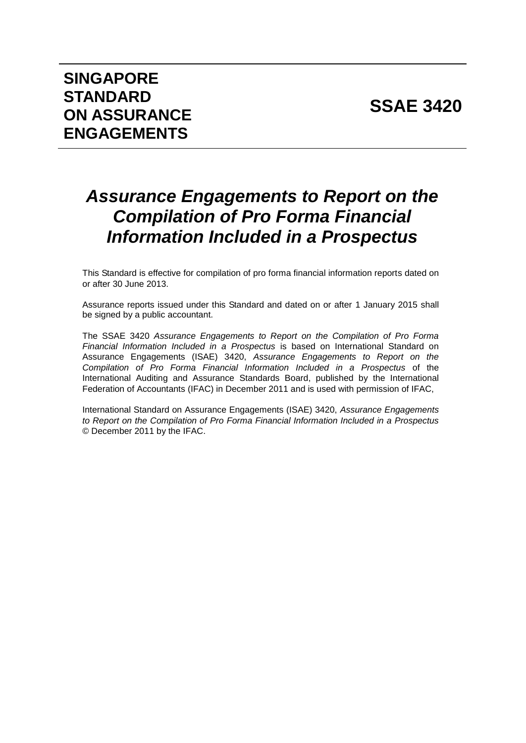# SINGAPORE STANDARD ON ASSURANCE ENGAGEMENTS

# SSAE 3420

## *Assurance Engagements to Report on the Compilation of Pro Forma Financial Information Included in a Prospectus*

This Standard is effective for compilation of pro forma financial information reports dated on or after 30 June 2013.

Assurance reports issued under this Standard and dated on or after 1 January 2015 shall be signed by a public accountant.

The SSAE 3420 *Assurance Engagements to Report on the Compilation of Pro Forma Financial Information Included in a Prospectus* is based on International Standard on Assurance Engagements (ISAE) 3420, *Assurance Engagements to Report on the Compilation of Pro Forma Financial Information Included in a Prospectus* of the International Auditing and Assurance Standards Board, published by the International Federation of Accountants (IFAC) in December 2011 and is used with permission of IFAC,

International Standard on Assurance Engagements (ISAE) 3420, *Assurance Engagements to Report on the Compilation of Pro Forma Financial Information Included in a Prospectus* © December 2011 by the IFAC.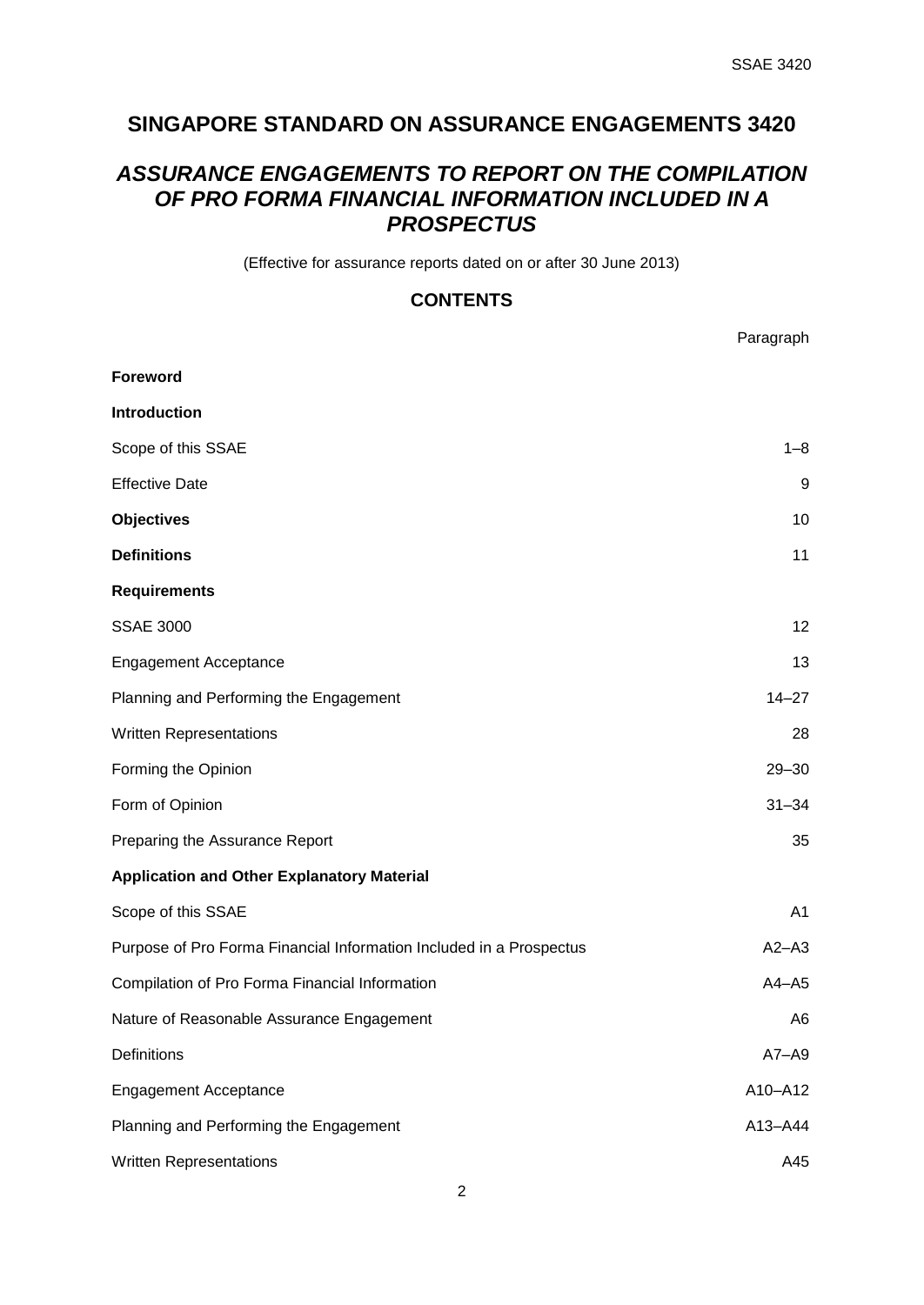# SINGAPORE STANDARD ON ASSURANCE ENGAGEMENTS 3420

## *ASSURANCE ENGAGEMENTS TO REPORT ON THE COMPILATION OF PRO FORMA FINANCIAL INFORMATION INCLUDED IN A PROSPECTUS*

(Effective for assurance reports dated on or after 30 June 2013)

### CONTENTS

| | Paragraph |
|---|---|
| **Foreword** | |
| **Introduction** | |
| Scope of this SSAE | 1–8 |
| Effective Date | 9 |
| **Objectives** | 10 |
| **Definitions** | 11 |
| **Requirements** | |
| SSAE 3000 | 12 |
| Engagement Acceptance | 13 |
| Planning and Performing the Engagement | 14–27 |
| Written Representations | 28 |
| Forming the Opinion | 29–30 |
| Form of Opinion | 31–34 |
| Preparing the Assurance Report | 35 |
| **Application and Other Explanatory Material** | |
| Scope of this SSAE | A1 |
| Purpose of Pro Forma Financial Information Included in a Prospectus | A2–A3 |
| Compilation of Pro Forma Financial Information | A4–A5 |
| Nature of Reasonable Assurance Engagement | A6 |
| Definitions | A7–A9 |
| Engagement Acceptance | A10–A12 |
| Planning and Performing the Engagement | A13–A44 |
| Written Representations | A45 |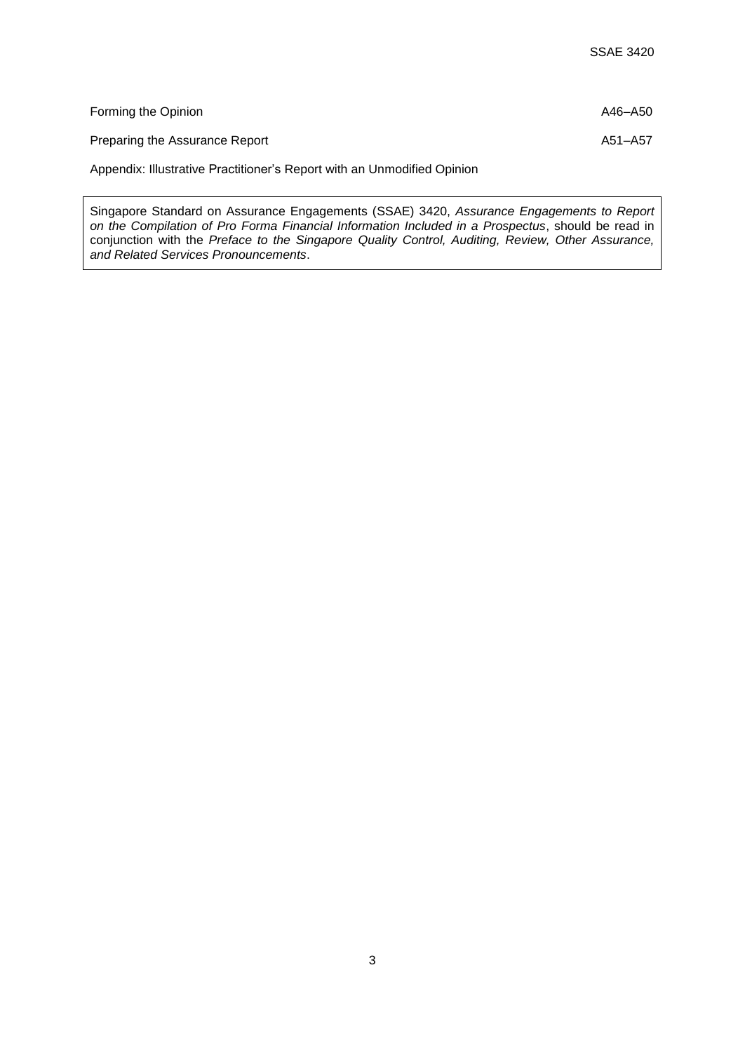| | |
|---|---|
| Forming the Opinion | A46–A50 |
| Preparing the Assurance Report | A51–A57 |

Appendix: Illustrative Practitioner's Report with an Unmodified Opinion

Singapore Standard on Assurance Engagements (SSAE) 3420, *Assurance Engagements to Report on the Compilation of Pro Forma Financial Information Included in a Prospectus*, should be read in conjunction with the *Preface to the Singapore Quality Control, Auditing, Review, Other Assurance, and Related Services Pronouncements*.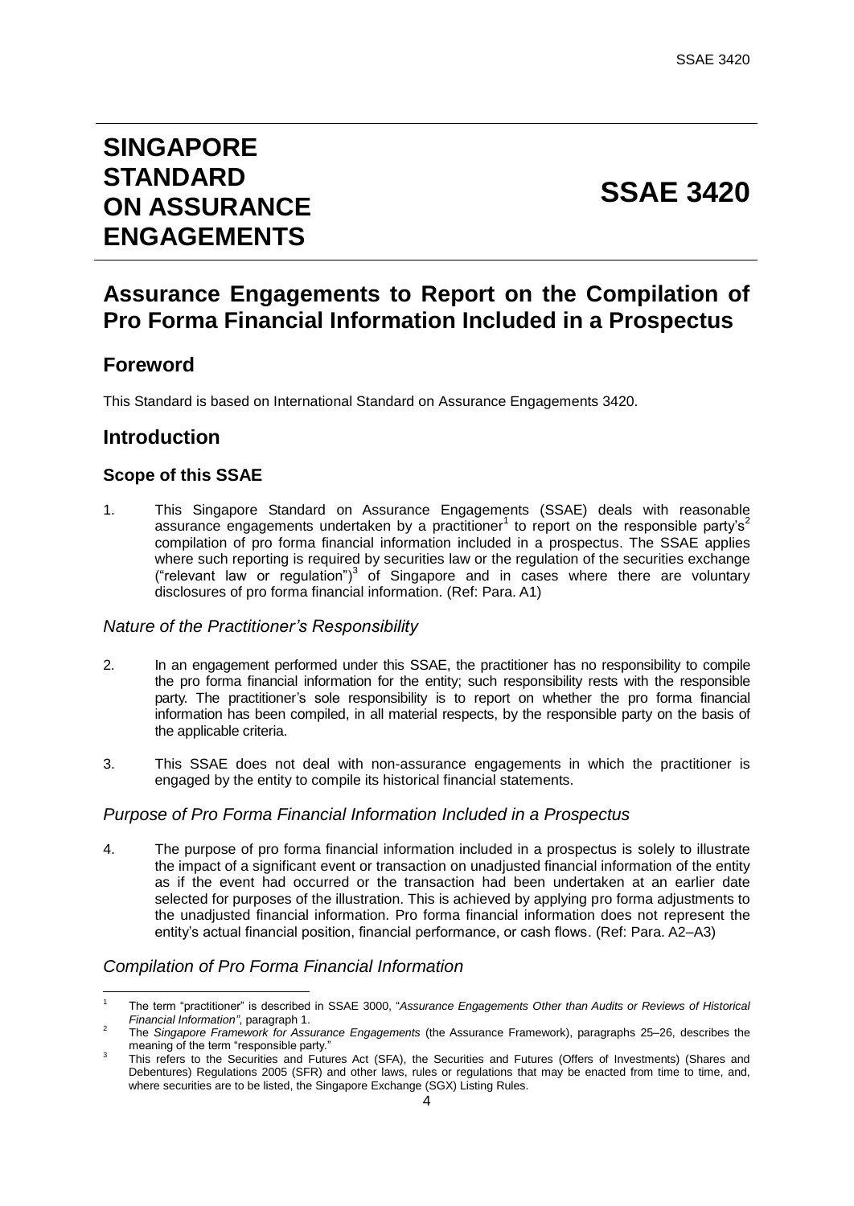# SINGAPORE STANDARD ON ASSURANCE ENGAGEMENTS

# SSAE 3420

## Assurance Engagements to Report on the Compilation of Pro Forma Financial Information Included in a Prospectus

## Foreword

This Standard is based on International Standard on Assurance Engagements 3420.

## Introduction

### Scope of this SSAE

1. This Singapore Standard on Assurance Engagements (SSAE) deals with reasonable assurance engagements undertaken by a practitioner[1] to report on the responsible party's[2] compilation of pro forma financial information included in a prospectus. The SSAE applies where such reporting is required by securities law or the regulation of the securities exchange ("relevant law or regulation")[3] of Singapore and in cases where there are voluntary disclosures of pro forma financial information. (Ref: Para. A1)

*Nature of the Practitioner's Responsibility*

2. In an engagement performed under this SSAE, the practitioner has no responsibility to compile the pro forma financial information for the entity; such responsibility rests with the responsible party. The practitioner's sole responsibility is to report on whether the pro forma financial information has been compiled, in all material respects, by the responsible party on the basis of the applicable criteria.

3. This SSAE does not deal with non-assurance engagements in which the practitioner is engaged by the entity to compile its historical financial statements.

*Purpose of Pro Forma Financial Information Included in a Prospectus*

4. The purpose of pro forma financial information included in a prospectus is solely to illustrate the impact of a significant event or transaction on unadjusted financial information of the entity as if the event had occurred or the transaction had been undertaken at an earlier date selected for purposes of the illustration. This is achieved by applying pro forma adjustments to the unadjusted financial information. Pro forma financial information does not represent the entity's actual financial position, financial performance, or cash flows. (Ref: Para. A2–A3)

*Compilation of Pro Forma Financial Information*

---

[1] The term "practitioner" is described in SSAE 3000, "*Assurance Engagements Other than Audits or Reviews of Historical Financial Information"*, paragraph 1.

[2] The *Singapore Framework for Assurance Engagements* (the Assurance Framework), paragraphs 25–26, describes the meaning of the term "responsible party."

[3] This refers to the Securities and Futures Act (SFA), the Securities and Futures (Offers of Investments) (Shares and Debentures) Regulations 2005 (SFR) and other laws, rules or regulations that may be enacted from time to time, and, where securities are to be listed, the Singapore Exchange (SGX) Listing Rules.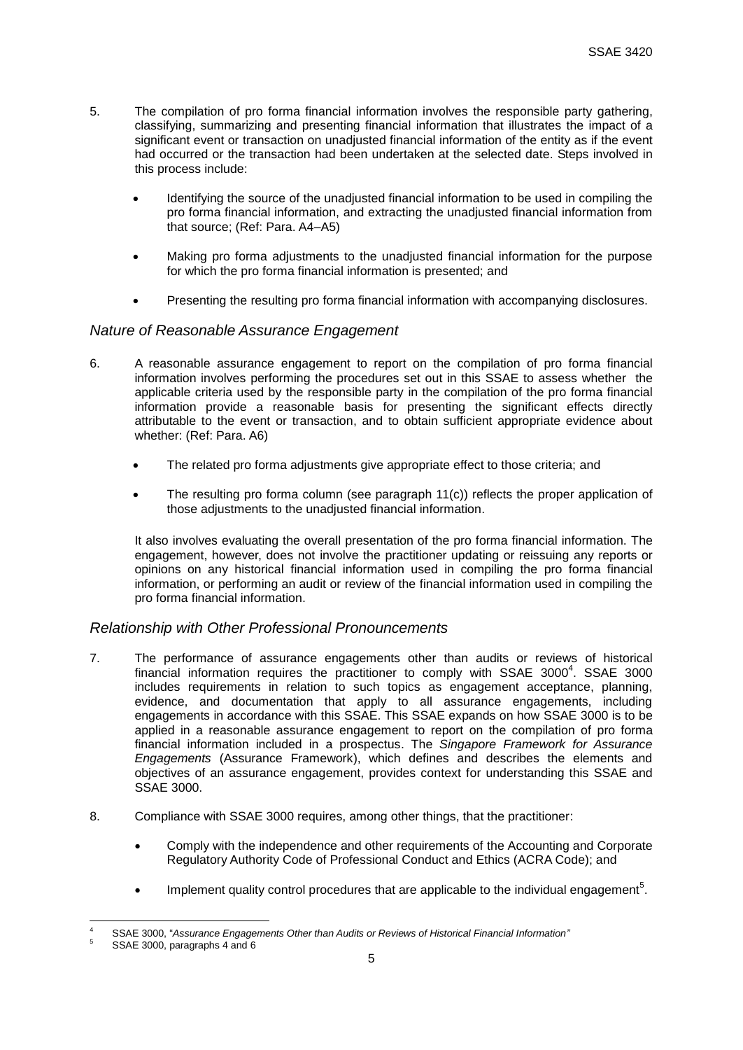5. The compilation of pro forma financial information involves the responsible party gathering, classifying, summarizing and presenting financial information that illustrates the impact of a significant event or transaction on unadjusted financial information of the entity as if the event had occurred or the transaction had been undertaken at the selected date. Steps involved in this process include:

   - Identifying the source of the unadjusted financial information to be used in compiling the pro forma financial information, and extracting the unadjusted financial information from that source; (Ref: Para. A4–A5)
   - Making pro forma adjustments to the unadjusted financial information for the purpose for which the pro forma financial information is presented; and
   - Presenting the resulting pro forma financial information with accompanying disclosures.

### *Nature of Reasonable Assurance Engagement*

6. A reasonable assurance engagement to report on the compilation of pro forma financial information involves performing the procedures set out in this SSAE to assess whether the applicable criteria used by the responsible party in the compilation of the pro forma financial information provide a reasonable basis for presenting the significant effects directly attributable to the event or transaction, and to obtain sufficient appropriate evidence about whether: (Ref: Para. A6)

   - The related pro forma adjustments give appropriate effect to those criteria; and
   - The resulting pro forma column (see paragraph 11(c)) reflects the proper application of those adjustments to the unadjusted financial information.

   It also involves evaluating the overall presentation of the pro forma financial information. The engagement, however, does not involve the practitioner updating or reissuing any reports or opinions on any historical financial information used in compiling the pro forma financial information, or performing an audit or review of the financial information used in compiling the pro forma financial information.

### *Relationship with Other Professional Pronouncements*

7. The performance of assurance engagements other than audits or reviews of historical financial information requires the practitioner to comply with SSAE 3000[4]. SSAE 3000 includes requirements in relation to such topics as engagement acceptance, planning, evidence, and documentation that apply to all assurance engagements, including engagements in accordance with this SSAE. This SSAE expands on how SSAE 3000 is to be applied in a reasonable assurance engagement to report on the compilation of pro forma financial information included in a prospectus. The *Singapore Framework for Assurance Engagements* (Assurance Framework), which defines and describes the elements and objectives of an assurance engagement, provides context for understanding this SSAE and SSAE 3000.

8. Compliance with SSAE 3000 requires, among other things, that the practitioner:

   - Comply with the independence and other requirements of the Accounting and Corporate Regulatory Authority Code of Professional Conduct and Ethics (ACRA Code); and
   - Implement quality control procedures that are applicable to the individual engagement[5].

---

[4] SSAE 3000, "*Assurance Engagements Other than Audits or Reviews of Historical Financial Information"*

[5] SSAE 3000, paragraphs 4 and 6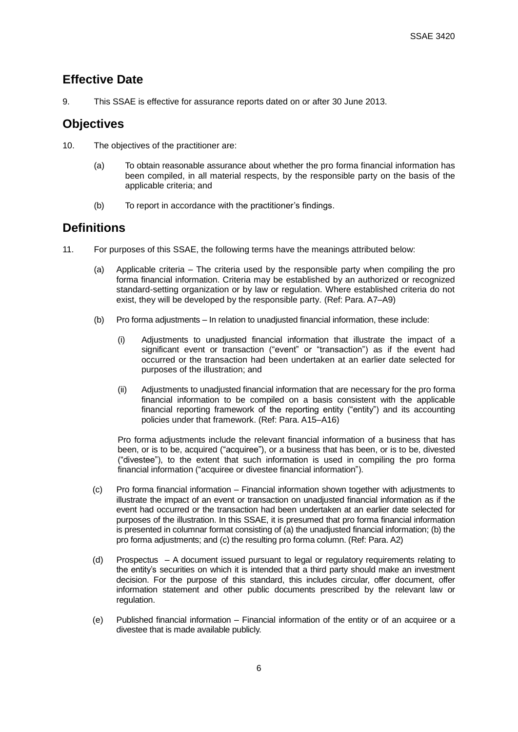## Effective Date

9. This SSAE is effective for assurance reports dated on or after 30 June 2013.

## Objectives

10. The objectives of the practitioner are:

    (a) To obtain reasonable assurance about whether the pro forma financial information has been compiled, in all material respects, by the responsible party on the basis of the applicable criteria; and

    (b) To report in accordance with the practitioner's findings.

## Definitions

11. For purposes of this SSAE, the following terms have the meanings attributed below:

    (a) Applicable criteria – The criteria used by the responsible party when compiling the pro forma financial information. Criteria may be established by an authorized or recognized standard-setting organization or by law or regulation. Where established criteria do not exist, they will be developed by the responsible party. (Ref: Para. A7–A9)

    (b) Pro forma adjustments – In relation to unadjusted financial information, these include:

        (i) Adjustments to unadjusted financial information that illustrate the impact of a significant event or transaction ("event" or "transaction") as if the event had occurred or the transaction had been undertaken at an earlier date selected for purposes of the illustration; and

        (ii) Adjustments to unadjusted financial information that are necessary for the pro forma financial information to be compiled on a basis consistent with the applicable financial reporting framework of the reporting entity ("entity") and its accounting policies under that framework. (Ref: Para. A15–A16)

    Pro forma adjustments include the relevant financial information of a business that has been, or is to be, acquired ("acquiree"), or a business that has been, or is to be, divested ("divestee"), to the extent that such information is used in compiling the pro forma financial information ("acquiree or divestee financial information").

    (c) Pro forma financial information – Financial information shown together with adjustments to illustrate the impact of an event or transaction on unadjusted financial information as if the event had occurred or the transaction had been undertaken at an earlier date selected for purposes of the illustration. In this SSAE, it is presumed that pro forma financial information is presented in columnar format consisting of (a) the unadjusted financial information; (b) the pro forma adjustments; and (c) the resulting pro forma column. (Ref: Para. A2)

    (d) Prospectus – A document issued pursuant to legal or regulatory requirements relating to the entity's securities on which it is intended that a third party should make an investment decision. For the purpose of this standard, this includes circular, offer document, offer information statement and other public documents prescribed by the relevant law or regulation.

    (e) Published financial information – Financial information of the entity or of an acquiree or a divestee that is made available publicly.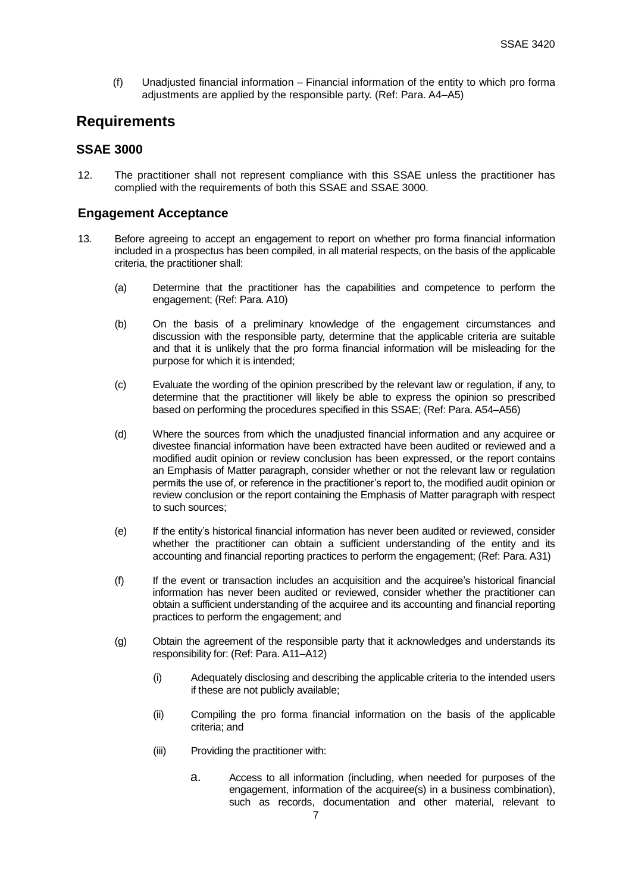(f) Unadjusted financial information – Financial information of the entity to which pro forma adjustments are applied by the responsible party. (Ref: Para. A4–A5)

## Requirements

### SSAE 3000

12. The practitioner shall not represent compliance with this SSAE unless the practitioner has complied with the requirements of both this SSAE and SSAE 3000.

### Engagement Acceptance

13. Before agreeing to accept an engagement to report on whether pro forma financial information included in a prospectus has been compiled, in all material respects, on the basis of the applicable criteria, the practitioner shall:

    (a) Determine that the practitioner has the capabilities and competence to perform the engagement; (Ref: Para. A10)

    (b) On the basis of a preliminary knowledge of the engagement circumstances and discussion with the responsible party, determine that the applicable criteria are suitable and that it is unlikely that the pro forma financial information will be misleading for the purpose for which it is intended;

    (c) Evaluate the wording of the opinion prescribed by the relevant law or regulation, if any, to determine that the practitioner will likely be able to express the opinion so prescribed based on performing the procedures specified in this SSAE; (Ref: Para. A54–A56)

    (d) Where the sources from which the unadjusted financial information and any acquiree or divestee financial information have been extracted have been audited or reviewed and a modified audit opinion or review conclusion has been expressed, or the report contains an Emphasis of Matter paragraph, consider whether or not the relevant law or regulation permits the use of, or reference in the practitioner's report to, the modified audit opinion or review conclusion or the report containing the Emphasis of Matter paragraph with respect to such sources;

    (e) If the entity's historical financial information has never been audited or reviewed, consider whether the practitioner can obtain a sufficient understanding of the entity and its accounting and financial reporting practices to perform the engagement; (Ref: Para. A31)

    (f) If the event or transaction includes an acquisition and the acquiree's historical financial information has never been audited or reviewed, consider whether the practitioner can obtain a sufficient understanding of the acquiree and its accounting and financial reporting practices to perform the engagement; and

    (g) Obtain the agreement of the responsible party that it acknowledges and understands its responsibility for: (Ref: Para. A11–A12)

        (i) Adequately disclosing and describing the applicable criteria to the intended users if these are not publicly available;

        (ii) Compiling the pro forma financial information on the basis of the applicable criteria; and

        (iii) Providing the practitioner with:

            a. Access to all information (including, when needed for purposes of the engagement, information of the acquiree(s) in a business combination), such as records, documentation and other material, relevant to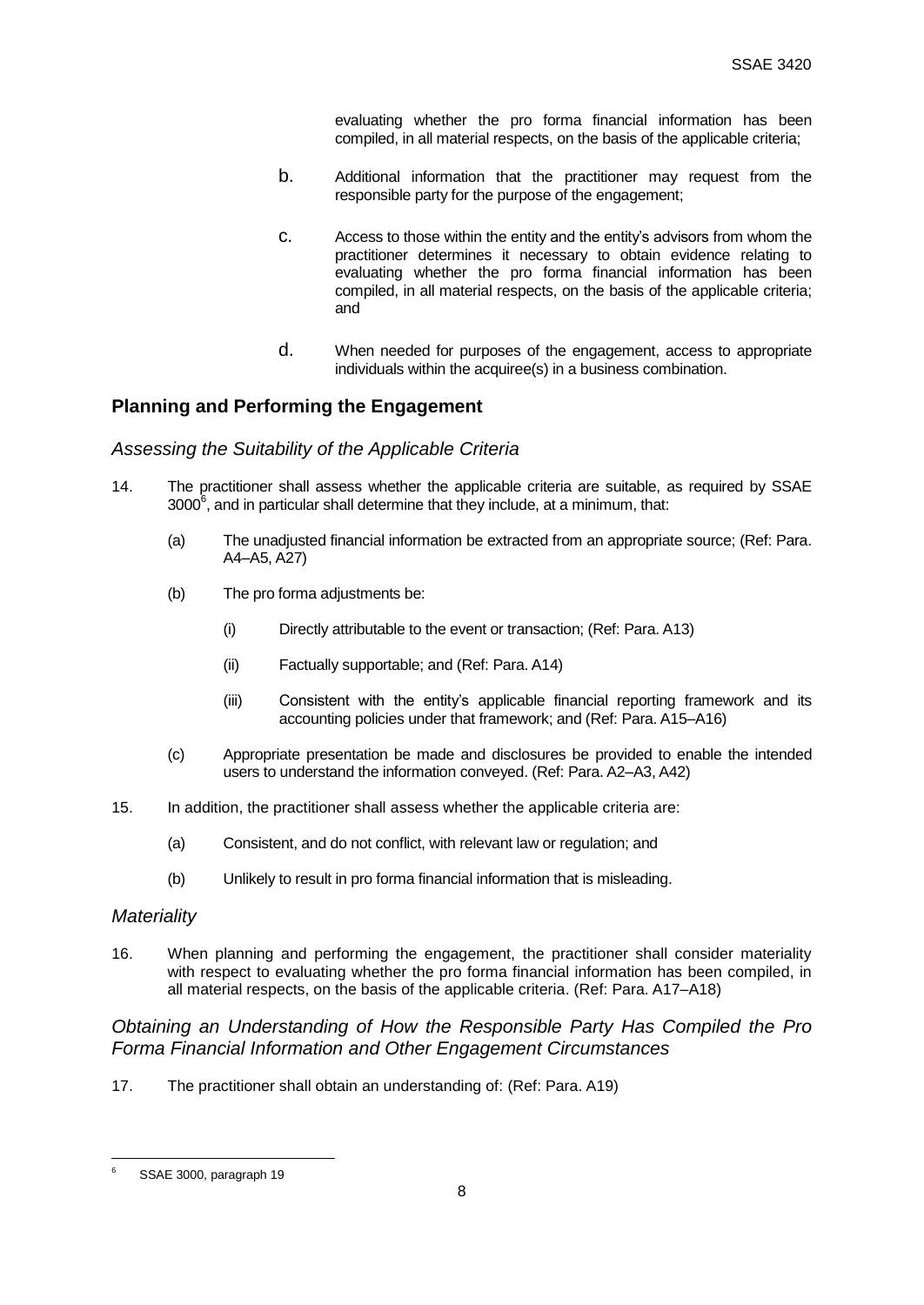evaluating whether the pro forma financial information has been compiled, in all material respects, on the basis of the applicable criteria;

b. Additional information that the practitioner may request from the responsible party for the purpose of the engagement;

c. Access to those within the entity and the entity's advisors from whom the practitioner determines it necessary to obtain evidence relating to evaluating whether the pro forma financial information has been compiled, in all material respects, on the basis of the applicable criteria; and

d. When needed for purposes of the engagement, access to appropriate individuals within the acquiree(s) in a business combination.

## Planning and Performing the Engagement

### *Assessing the Suitability of the Applicable Criteria*

14. The practitioner shall assess whether the applicable criteria are suitable, as required by SSAE 3000[6], and in particular shall determine that they include, at a minimum, that:

    (a) The unadjusted financial information be extracted from an appropriate source; (Ref: Para. A4–A5, A27)

    (b) The pro forma adjustments be:

    (i) Directly attributable to the event or transaction; (Ref: Para. A13)

    (ii) Factually supportable; and (Ref: Para. A14)

    (iii) Consistent with the entity's applicable financial reporting framework and its accounting policies under that framework; and (Ref: Para. A15–A16)

    (c) Appropriate presentation be made and disclosures be provided to enable the intended users to understand the information conveyed. (Ref: Para. A2–A3, A42)

15. In addition, the practitioner shall assess whether the applicable criteria are:

    (a) Consistent, and do not conflict, with relevant law or regulation; and

    (b) Unlikely to result in pro forma financial information that is misleading.

### *Materiality*

16. When planning and performing the engagement, the practitioner shall consider materiality with respect to evaluating whether the pro forma financial information has been compiled, in all material respects, on the basis of the applicable criteria. (Ref: Para. A17–A18)

### *Obtaining an Understanding of How the Responsible Party Has Compiled the Pro Forma Financial Information and Other Engagement Circumstances*

17. The practitioner shall obtain an understanding of: (Ref: Para. A19)

---

[6] SSAE 3000, paragraph 19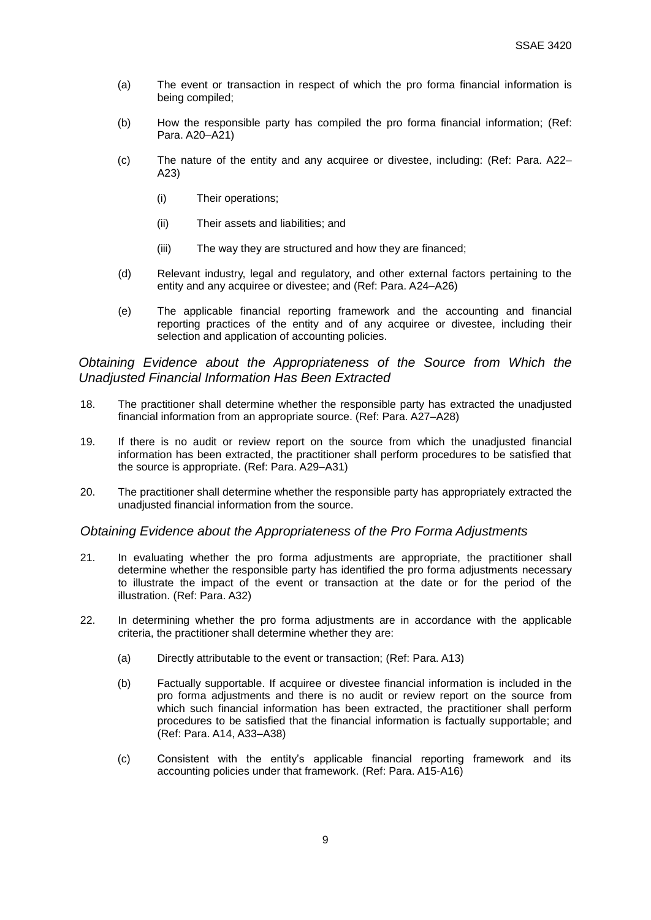(a) The event or transaction in respect of which the pro forma financial information is being compiled;

(b) How the responsible party has compiled the pro forma financial information; (Ref: Para. A20–A21)

(c) The nature of the entity and any acquiree or divestee, including: (Ref: Para. A22–A23)

    (i) Their operations;

    (ii) Their assets and liabilities; and

    (iii) The way they are structured and how they are financed;

(d) Relevant industry, legal and regulatory, and other external factors pertaining to the entity and any acquiree or divestee; and (Ref: Para. A24–A26)

(e) The applicable financial reporting framework and the accounting and financial reporting practices of the entity and of any acquiree or divestee, including their selection and application of accounting policies.

### *Obtaining Evidence about the Appropriateness of the Source from Which the Unadjusted Financial Information Has Been Extracted*

18. The practitioner shall determine whether the responsible party has extracted the unadjusted financial information from an appropriate source. (Ref: Para. A27–A28)

19. If there is no audit or review report on the source from which the unadjusted financial information has been extracted, the practitioner shall perform procedures to be satisfied that the source is appropriate. (Ref: Para. A29–A31)

20. The practitioner shall determine whether the responsible party has appropriately extracted the unadjusted financial information from the source.

### *Obtaining Evidence about the Appropriateness of the Pro Forma Adjustments*

21. In evaluating whether the pro forma adjustments are appropriate, the practitioner shall determine whether the responsible party has identified the pro forma adjustments necessary to illustrate the impact of the event or transaction at the date or for the period of the illustration. (Ref: Para. A32)

22. In determining whether the pro forma adjustments are in accordance with the applicable criteria, the practitioner shall determine whether they are:

    (a) Directly attributable to the event or transaction; (Ref: Para. A13)

    (b) Factually supportable. If acquiree or divestee financial information is included in the pro forma adjustments and there is no audit or review report on the source from which such financial information has been extracted, the practitioner shall perform procedures to be satisfied that the financial information is factually supportable; and (Ref: Para. A14, A33–A38)

    (c) Consistent with the entity's applicable financial reporting framework and its accounting policies under that framework. (Ref: Para. A15-A16)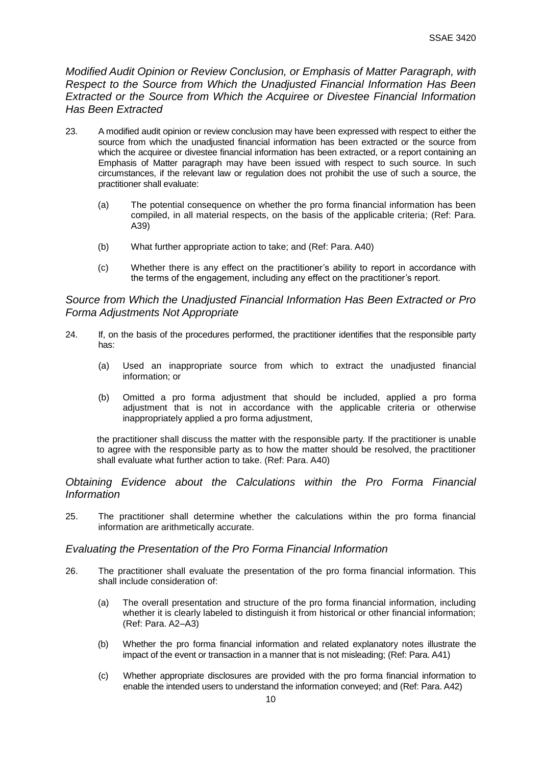### *Modified Audit Opinion or Review Conclusion, or Emphasis of Matter Paragraph, with Respect to the Source from Which the Unadjusted Financial Information Has Been Extracted or the Source from Which the Acquiree or Divestee Financial Information Has Been Extracted*

23. A modified audit opinion or review conclusion may have been expressed with respect to either the source from which the unadjusted financial information has been extracted or the source from which the acquiree or divestee financial information has been extracted, or a report containing an Emphasis of Matter paragraph may have been issued with respect to such source. In such circumstances, if the relevant law or regulation does not prohibit the use of such a source, the practitioner shall evaluate:

    (a) The potential consequence on whether the pro forma financial information has been compiled, in all material respects, on the basis of the applicable criteria; (Ref: Para. A39)

    (b) What further appropriate action to take; and (Ref: Para. A40)

    (c) Whether there is any effect on the practitioner's ability to report in accordance with the terms of the engagement, including any effect on the practitioner's report.

### *Source from Which the Unadjusted Financial Information Has Been Extracted or Pro Forma Adjustments Not Appropriate*

24. If, on the basis of the procedures performed, the practitioner identifies that the responsible party has:

    (a) Used an inappropriate source from which to extract the unadjusted financial information; or

    (b) Omitted a pro forma adjustment that should be included, applied a pro forma adjustment that is not in accordance with the applicable criteria or otherwise inappropriately applied a pro forma adjustment,

    the practitioner shall discuss the matter with the responsible party. If the practitioner is unable to agree with the responsible party as to how the matter should be resolved, the practitioner shall evaluate what further action to take. (Ref: Para. A40)

### *Obtaining Evidence about the Calculations within the Pro Forma Financial Information*

25. The practitioner shall determine whether the calculations within the pro forma financial information are arithmetically accurate.

### *Evaluating the Presentation of the Pro Forma Financial Information*

26. The practitioner shall evaluate the presentation of the pro forma financial information. This shall include consideration of:

    (a) The overall presentation and structure of the pro forma financial information, including whether it is clearly labeled to distinguish it from historical or other financial information; (Ref: Para. A2–A3)

    (b) Whether the pro forma financial information and related explanatory notes illustrate the impact of the event or transaction in a manner that is not misleading; (Ref: Para. A41)

    (c) Whether appropriate disclosures are provided with the pro forma financial information to enable the intended users to understand the information conveyed; and (Ref: Para. A42)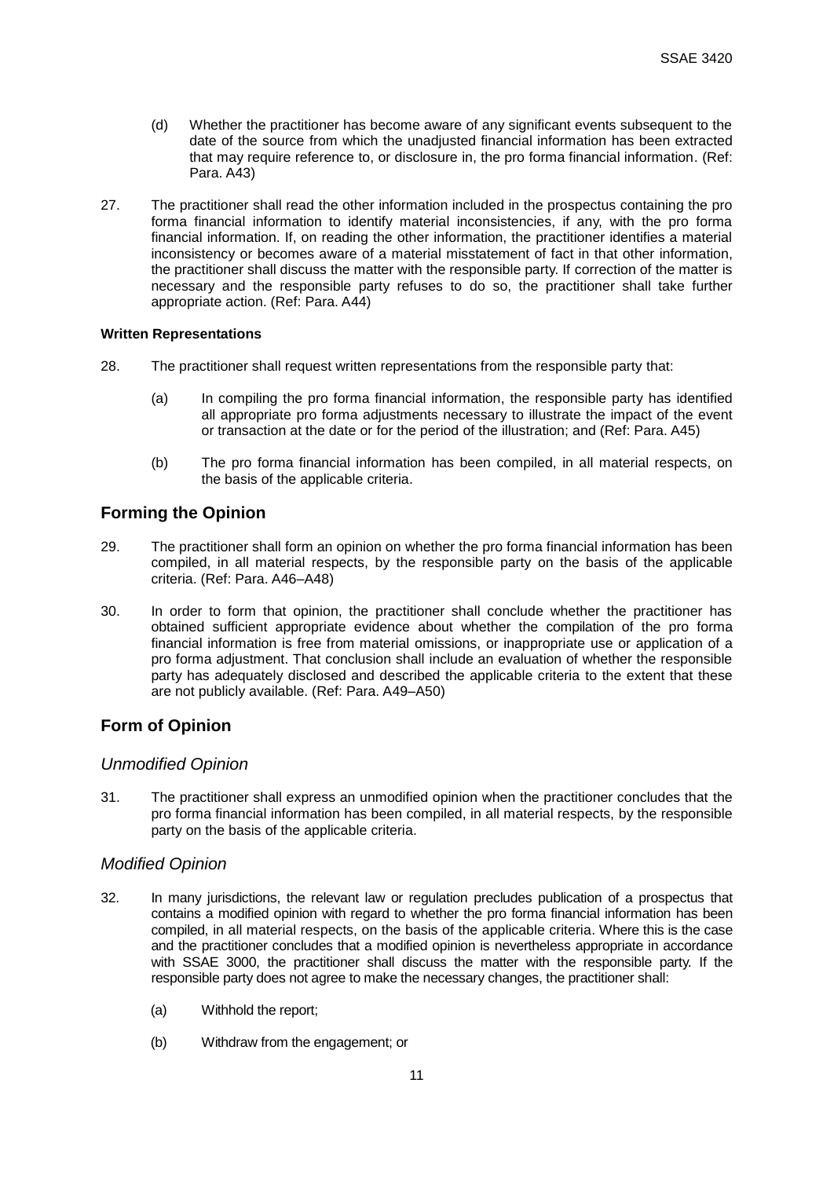(d) Whether the practitioner has become aware of any significant events subsequent to the date of the source from which the unadjusted financial information has been extracted that may require reference to, or disclosure in, the pro forma financial information. (Ref: Para. A43)

27. The practitioner shall read the other information included in the prospectus containing the pro forma financial information to identify material inconsistencies, if any, with the pro forma financial information. If, on reading the other information, the practitioner identifies a material inconsistency or becomes aware of a material misstatement of fact in that other information, the practitioner shall discuss the matter with the responsible party. If correction of the matter is necessary and the responsible party refuses to do so, the practitioner shall take further appropriate action. (Ref: Para. A44)

**Written Representations**

28. The practitioner shall request written representations from the responsible party that:

    (a) In compiling the pro forma financial information, the responsible party has identified all appropriate pro forma adjustments necessary to illustrate the impact of the event or transaction at the date or for the period of the illustration; and (Ref: Para. A45)

    (b) The pro forma financial information has been compiled, in all material respects, on the basis of the applicable criteria.

## Forming the Opinion

29. The practitioner shall form an opinion on whether the pro forma financial information has been compiled, in all material respects, by the responsible party on the basis of the applicable criteria. (Ref: Para. A46–A48)

30. In order to form that opinion, the practitioner shall conclude whether the practitioner has obtained sufficient appropriate evidence about whether the compilation of the pro forma financial information is free from material omissions, or inappropriate use or application of a pro forma adjustment. That conclusion shall include an evaluation of whether the responsible party has adequately disclosed and described the applicable criteria to the extent that these are not publicly available. (Ref: Para. A49–A50)

## Form of Opinion

### *Unmodified Opinion*

31. The practitioner shall express an unmodified opinion when the practitioner concludes that the pro forma financial information has been compiled, in all material respects, by the responsible party on the basis of the applicable criteria.

### *Modified Opinion*

32. In many jurisdictions, the relevant law or regulation precludes publication of a prospectus that contains a modified opinion with regard to whether the pro forma financial information has been compiled, in all material respects, on the basis of the applicable criteria. Where this is the case and the practitioner concludes that a modified opinion is nevertheless appropriate in accordance with SSAE 3000, the practitioner shall discuss the matter with the responsible party. If the responsible party does not agree to make the necessary changes, the practitioner shall:

    (a) Withhold the report;

    (b) Withdraw from the engagement; or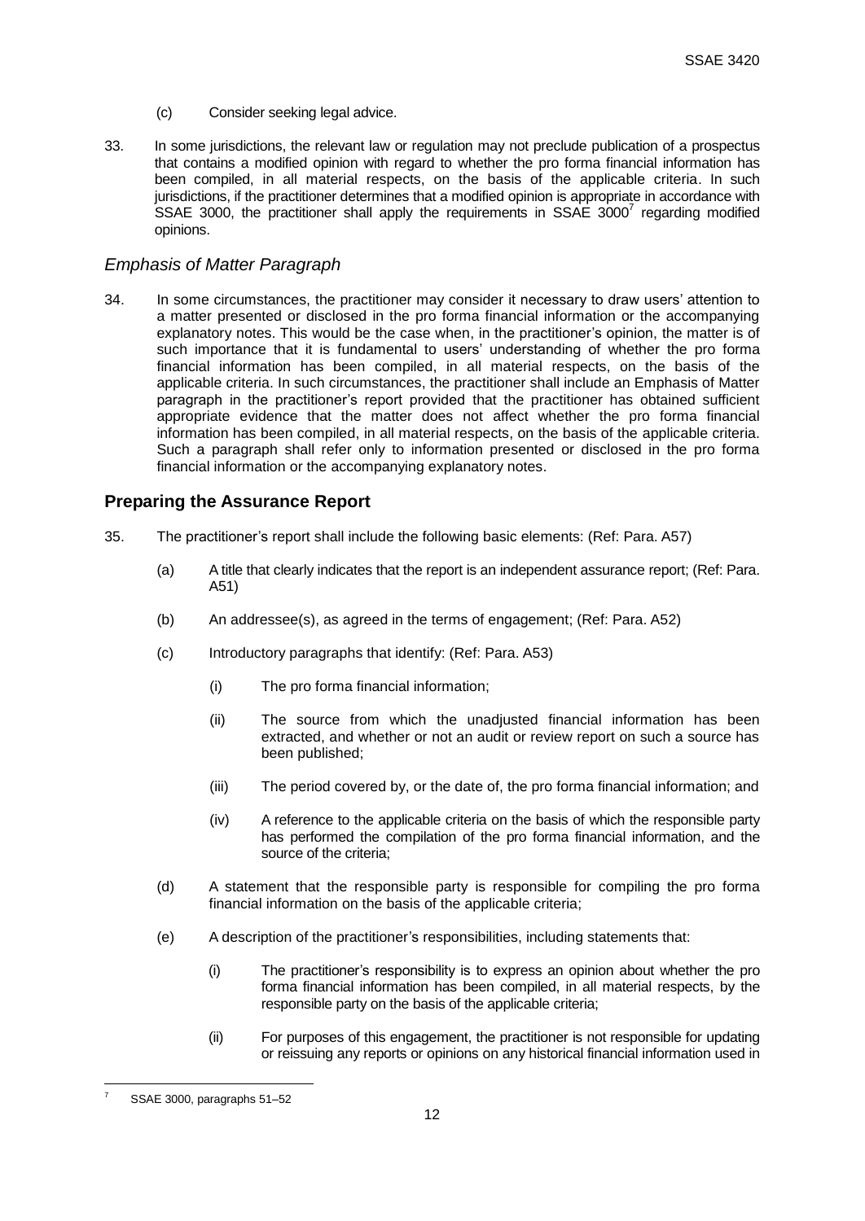(c) Consider seeking legal advice.

33. In some jurisdictions, the relevant law or regulation may not preclude publication of a prospectus that contains a modified opinion with regard to whether the pro forma financial information has been compiled, in all material respects, on the basis of the applicable criteria. In such jurisdictions, if the practitioner determines that a modified opinion is appropriate in accordance with SSAE 3000, the practitioner shall apply the requirements in SSAE 3000[7] regarding modified opinions.

### *Emphasis of Matter Paragraph*

34. In some circumstances, the practitioner may consider it necessary to draw users' attention to a matter presented or disclosed in the pro forma financial information or the accompanying explanatory notes. This would be the case when, in the practitioner's opinion, the matter is of such importance that it is fundamental to users' understanding of whether the pro forma financial information has been compiled, in all material respects, on the basis of the applicable criteria. In such circumstances, the practitioner shall include an Emphasis of Matter paragraph in the practitioner's report provided that the practitioner has obtained sufficient appropriate evidence that the matter does not affect whether the pro forma financial information has been compiled, in all material respects, on the basis of the applicable criteria. Such a paragraph shall refer only to information presented or disclosed in the pro forma financial information or the accompanying explanatory notes.

## **Preparing the Assurance Report**

35. The practitioner's report shall include the following basic elements: (Ref: Para. A57)

    (a) A title that clearly indicates that the report is an independent assurance report; (Ref: Para. A51)

    (b) An addressee(s), as agreed in the terms of engagement; (Ref: Para. A52)

    (c) Introductory paragraphs that identify: (Ref: Para. A53)

        (i) The pro forma financial information;

        (ii) The source from which the unadjusted financial information has been extracted, and whether or not an audit or review report on such a source has been published;

        (iii) The period covered by, or the date of, the pro forma financial information; and

        (iv) A reference to the applicable criteria on the basis of which the responsible party has performed the compilation of the pro forma financial information, and the source of the criteria;

    (d) A statement that the responsible party is responsible for compiling the pro forma financial information on the basis of the applicable criteria;

    (e) A description of the practitioner's responsibilities, including statements that:

        (i) The practitioner's responsibility is to express an opinion about whether the pro forma financial information has been compiled, in all material respects, by the responsible party on the basis of the applicable criteria;

        (ii) For purposes of this engagement, the practitioner is not responsible for updating or reissuing any reports or opinions on any historical financial information used in

---

[7] SSAE 3000, paragraphs 51–52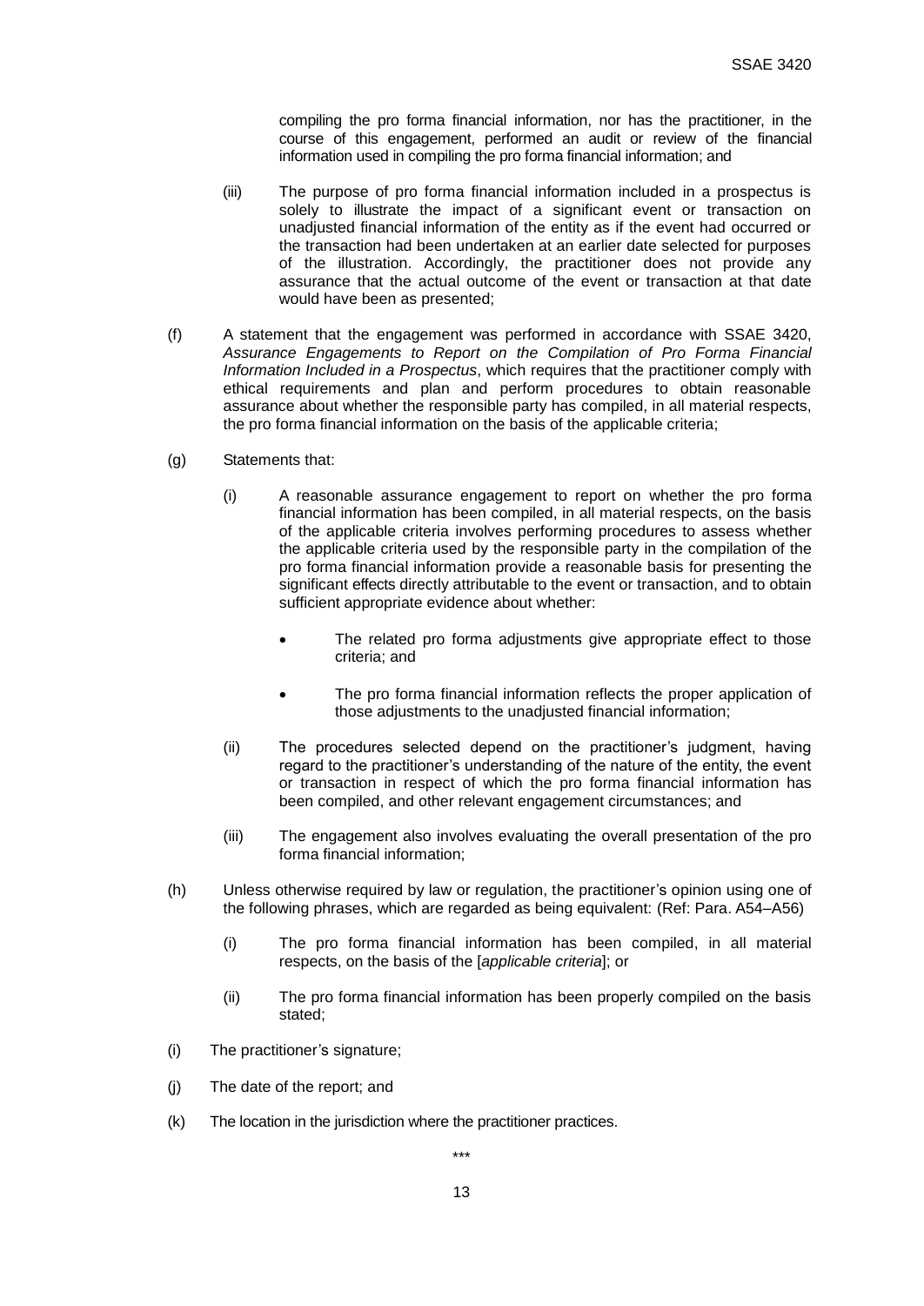compiling the pro forma financial information, nor has the practitioner, in the course of this engagement, performed an audit or review of the financial information used in compiling the pro forma financial information; and

(iii) The purpose of pro forma financial information included in a prospectus is solely to illustrate the impact of a significant event or transaction on unadjusted financial information of the entity as if the event had occurred or the transaction had been undertaken at an earlier date selected for purposes of the illustration. Accordingly, the practitioner does not provide any assurance that the actual outcome of the event or transaction at that date would have been as presented;

(f) A statement that the engagement was performed in accordance with SSAE 3420, *Assurance Engagements to Report on the Compilation of Pro Forma Financial Information Included in a Prospectus*, which requires that the practitioner comply with ethical requirements and plan and perform procedures to obtain reasonable assurance about whether the responsible party has compiled, in all material respects, the pro forma financial information on the basis of the applicable criteria;

(g) Statements that:

(i) A reasonable assurance engagement to report on whether the pro forma financial information has been compiled, in all material respects, on the basis of the applicable criteria involves performing procedures to assess whether the applicable criteria used by the responsible party in the compilation of the pro forma financial information provide a reasonable basis for presenting the significant effects directly attributable to the event or transaction, and to obtain sufficient appropriate evidence about whether:

- The related pro forma adjustments give appropriate effect to those criteria; and
- The pro forma financial information reflects the proper application of those adjustments to the unadjusted financial information;

(ii) The procedures selected depend on the practitioner's judgment, having regard to the practitioner's understanding of the nature of the entity, the event or transaction in respect of which the pro forma financial information has been compiled, and other relevant engagement circumstances; and

(iii) The engagement also involves evaluating the overall presentation of the pro forma financial information;

(h) Unless otherwise required by law or regulation, the practitioner's opinion using one of the following phrases, which are regarded as being equivalent: (Ref: Para. A54–A56)

(i) The pro forma financial information has been compiled, in all material respects, on the basis of the [*applicable criteria*]; or

(ii) The pro forma financial information has been properly compiled on the basis stated;

(i) The practitioner's signature;

(j) The date of the report; and

(k) The location in the jurisdiction where the practitioner practices.

\*\*\*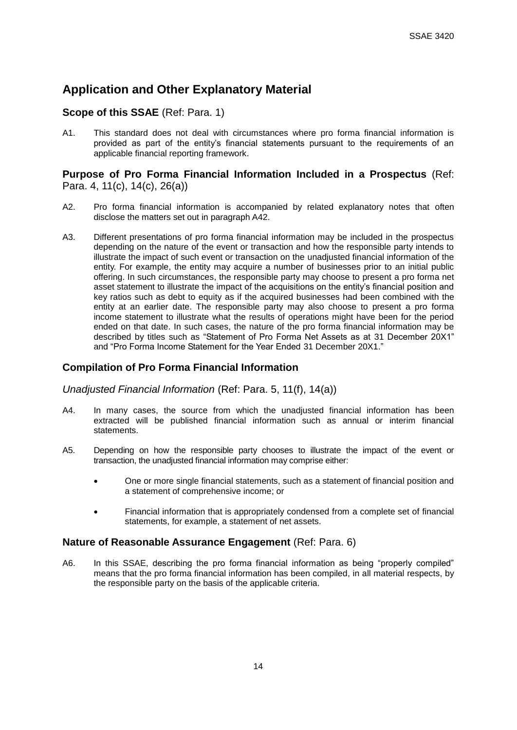## Application and Other Explanatory Material

### Scope of this SSAE (Ref: Para. 1)

A1. This standard does not deal with circumstances where pro forma financial information is provided as part of the entity's financial statements pursuant to the requirements of an applicable financial reporting framework.

### Purpose of Pro Forma Financial Information Included in a Prospectus (Ref: Para. 4, 11(c), 14(c), 26(a))

A2. Pro forma financial information is accompanied by related explanatory notes that often disclose the matters set out in paragraph A42.

A3. Different presentations of pro forma financial information may be included in the prospectus depending on the nature of the event or transaction and how the responsible party intends to illustrate the impact of such event or transaction on the unadjusted financial information of the entity. For example, the entity may acquire a number of businesses prior to an initial public offering. In such circumstances, the responsible party may choose to present a pro forma net asset statement to illustrate the impact of the acquisitions on the entity's financial position and key ratios such as debt to equity as if the acquired businesses had been combined with the entity at an earlier date. The responsible party may also choose to present a pro forma income statement to illustrate what the results of operations might have been for the period ended on that date. In such cases, the nature of the pro forma financial information may be described by titles such as "Statement of Pro Forma Net Assets as at 31 December 20X1" and "Pro Forma Income Statement for the Year Ended 31 December 20X1."

### Compilation of Pro Forma Financial Information

*Unadjusted Financial Information* (Ref: Para. 5, 11(f), 14(a))

A4. In many cases, the source from which the unadjusted financial information has been extracted will be published financial information such as annual or interim financial statements.

A5. Depending on how the responsible party chooses to illustrate the impact of the event or transaction, the unadjusted financial information may comprise either:

- One or more single financial statements, such as a statement of financial position and a statement of comprehensive income; or
- Financial information that is appropriately condensed from a complete set of financial statements, for example, a statement of net assets.

### Nature of Reasonable Assurance Engagement (Ref: Para. 6)

A6. In this SSAE, describing the pro forma financial information as being "properly compiled" means that the pro forma financial information has been compiled, in all material respects, by the responsible party on the basis of the applicable criteria.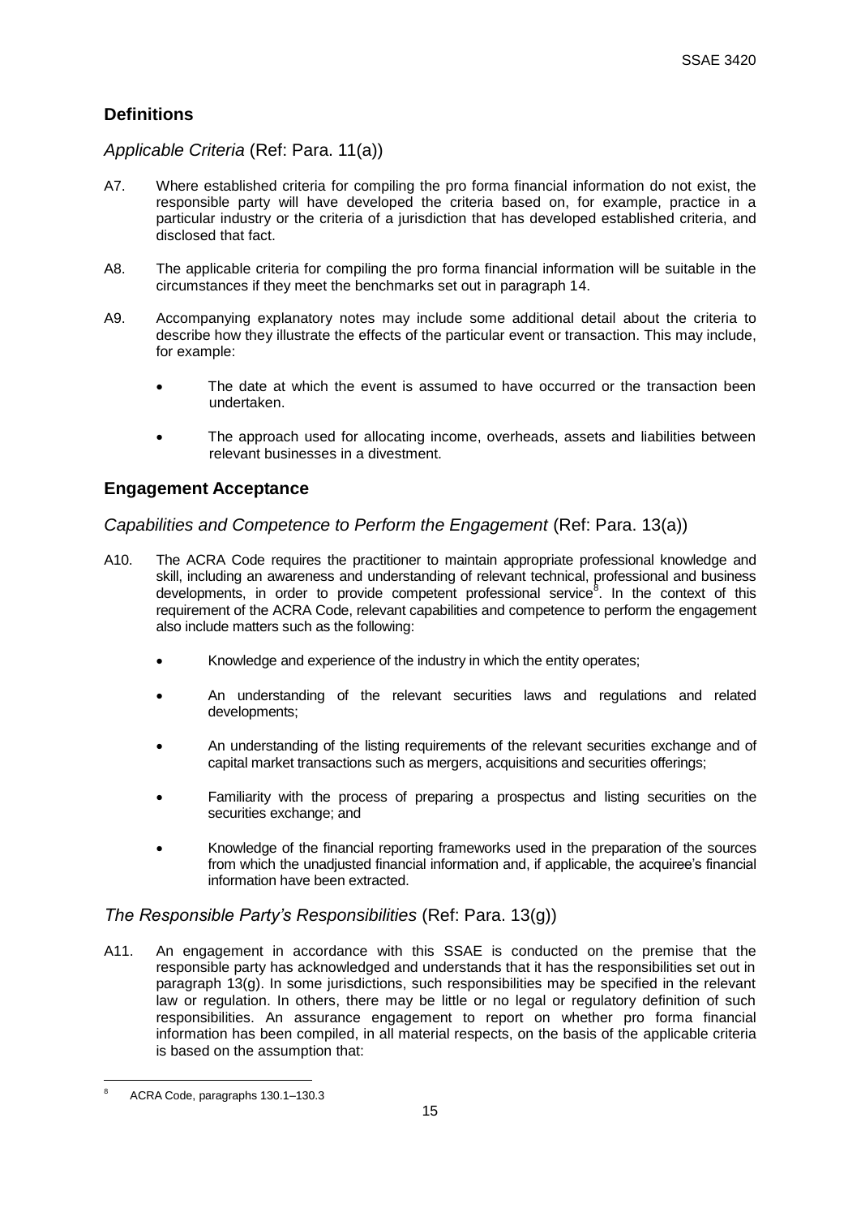## Definitions

### *Applicable Criteria* (Ref: Para. 11(a))

A7. Where established criteria for compiling the pro forma financial information do not exist, the responsible party will have developed the criteria based on, for example, practice in a particular industry or the criteria of a jurisdiction that has developed established criteria, and disclosed that fact.

A8. The applicable criteria for compiling the pro forma financial information will be suitable in the circumstances if they meet the benchmarks set out in paragraph 14.

A9. Accompanying explanatory notes may include some additional detail about the criteria to describe how they illustrate the effects of the particular event or transaction. This may include, for example:

- The date at which the event is assumed to have occurred or the transaction been undertaken.
- The approach used for allocating income, overheads, assets and liabilities between relevant businesses in a divestment.

## Engagement Acceptance

### *Capabilities and Competence to Perform the Engagement* (Ref: Para. 13(a))

A10. The ACRA Code requires the practitioner to maintain appropriate professional knowledge and skill, including an awareness and understanding of relevant technical, professional and business developments, in order to provide competent professional service[8]. In the context of this requirement of the ACRA Code, relevant capabilities and competence to perform the engagement also include matters such as the following:

- Knowledge and experience of the industry in which the entity operates;
- An understanding of the relevant securities laws and regulations and related developments;
- An understanding of the listing requirements of the relevant securities exchange and of capital market transactions such as mergers, acquisitions and securities offerings;
- Familiarity with the process of preparing a prospectus and listing securities on the securities exchange; and
- Knowledge of the financial reporting frameworks used in the preparation of the sources from which the unadjusted financial information and, if applicable, the acquiree's financial information have been extracted.

### *The Responsible Party's Responsibilities* (Ref: Para. 13(g))

A11. An engagement in accordance with this SSAE is conducted on the premise that the responsible party has acknowledged and understands that it has the responsibilities set out in paragraph 13(g). In some jurisdictions, such responsibilities may be specified in the relevant law or regulation. In others, there may be little or no legal or regulatory definition of such responsibilities. An assurance engagement to report on whether pro forma financial information has been compiled, in all material respects, on the basis of the applicable criteria is based on the assumption that:

---

[8] ACRA Code, paragraphs 130.1–130.3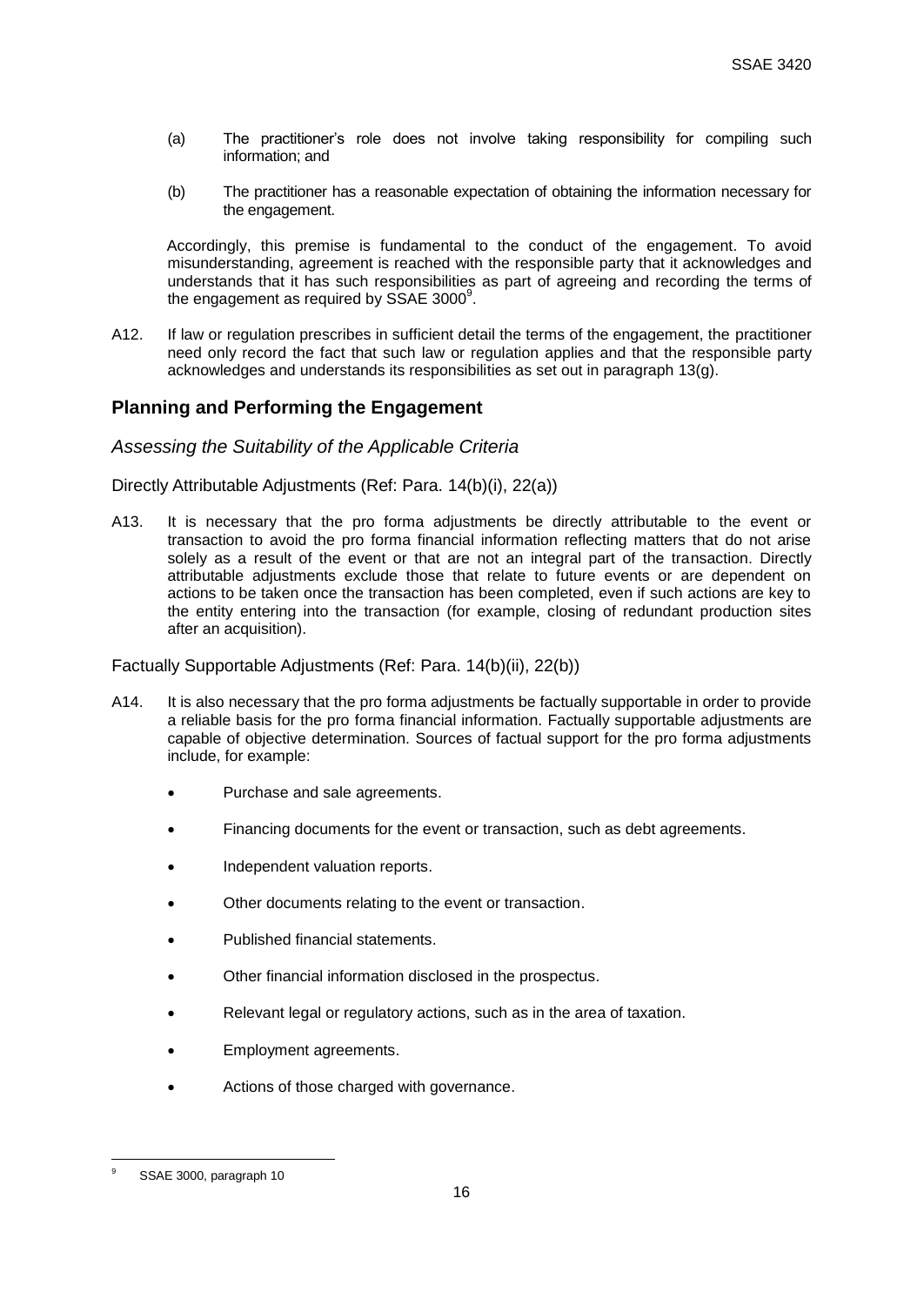(a) The practitioner's role does not involve taking responsibility for compiling such information; and

(b) The practitioner has a reasonable expectation of obtaining the information necessary for the engagement.

Accordingly, this premise is fundamental to the conduct of the engagement. To avoid misunderstanding, agreement is reached with the responsible party that it acknowledges and understands that it has such responsibilities as part of agreeing and recording the terms of the engagement as required by SSAE 3000[9].

A12. If law or regulation prescribes in sufficient detail the terms of the engagement, the practitioner need only record the fact that such law or regulation applies and that the responsible party acknowledges and understands its responsibilities as set out in paragraph 13(g).

## Planning and Performing the Engagement

### *Assessing the Suitability of the Applicable Criteria*

Directly Attributable Adjustments (Ref: Para. 14(b)(i), 22(a))

A13. It is necessary that the pro forma adjustments be directly attributable to the event or transaction to avoid the pro forma financial information reflecting matters that do not arise solely as a result of the event or that are not an integral part of the transaction. Directly attributable adjustments exclude those that relate to future events or are dependent on actions to be taken once the transaction has been completed, even if such actions are key to the entity entering into the transaction (for example, closing of redundant production sites after an acquisition).

Factually Supportable Adjustments (Ref: Para. 14(b)(ii), 22(b))

A14. It is also necessary that the pro forma adjustments be factually supportable in order to provide a reliable basis for the pro forma financial information. Factually supportable adjustments are capable of objective determination. Sources of factual support for the pro forma adjustments include, for example:

- Purchase and sale agreements.
- Financing documents for the event or transaction, such as debt agreements.
- Independent valuation reports.
- Other documents relating to the event or transaction.
- Published financial statements.
- Other financial information disclosed in the prospectus.
- Relevant legal or regulatory actions, such as in the area of taxation.
- Employment agreements.
- Actions of those charged with governance.

---

[9] SSAE 3000, paragraph 10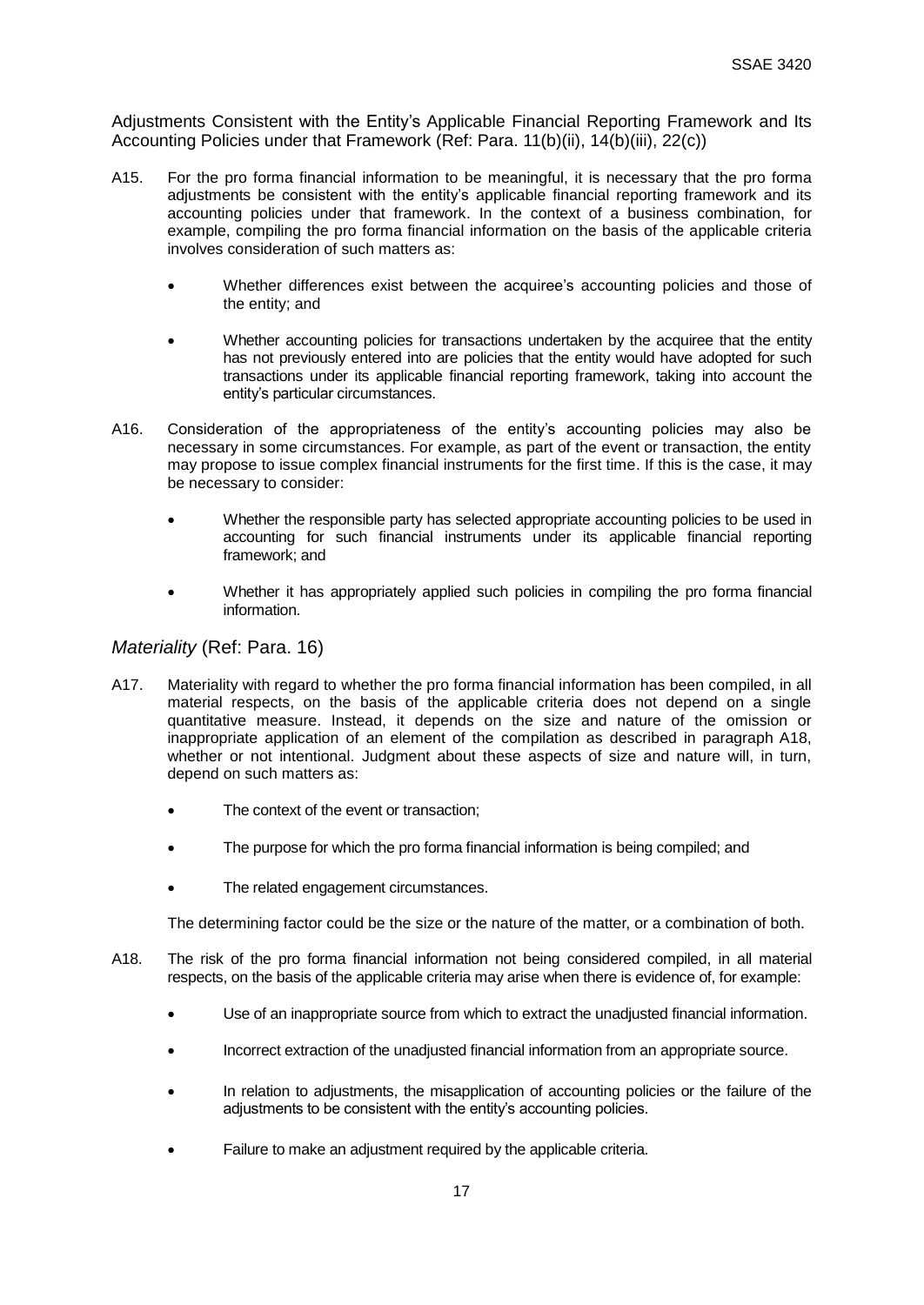Adjustments Consistent with the Entity's Applicable Financial Reporting Framework and Its Accounting Policies under that Framework (Ref: Para. 11(b)(ii), 14(b)(iii), 22(c))

A15. For the pro forma financial information to be meaningful, it is necessary that the pro forma adjustments be consistent with the entity's applicable financial reporting framework and its accounting policies under that framework. In the context of a business combination, for example, compiling the pro forma financial information on the basis of the applicable criteria involves consideration of such matters as:

- Whether differences exist between the acquiree's accounting policies and those of the entity; and
- Whether accounting policies for transactions undertaken by the acquiree that the entity has not previously entered into are policies that the entity would have adopted for such transactions under its applicable financial reporting framework, taking into account the entity's particular circumstances.

A16. Consideration of the appropriateness of the entity's accounting policies may also be necessary in some circumstances. For example, as part of the event or transaction, the entity may propose to issue complex financial instruments for the first time. If this is the case, it may be necessary to consider:

- Whether the responsible party has selected appropriate accounting policies to be used in accounting for such financial instruments under its applicable financial reporting framework; and
- Whether it has appropriately applied such policies in compiling the pro forma financial information.

*Materiality* (Ref: Para. 16)

A17. Materiality with regard to whether the pro forma financial information has been compiled, in all material respects, on the basis of the applicable criteria does not depend on a single quantitative measure. Instead, it depends on the size and nature of the omission or inappropriate application of an element of the compilation as described in paragraph A18, whether or not intentional. Judgment about these aspects of size and nature will, in turn, depend on such matters as:

- The context of the event or transaction;
- The purpose for which the pro forma financial information is being compiled; and
- The related engagement circumstances.

The determining factor could be the size or the nature of the matter, or a combination of both.

A18. The risk of the pro forma financial information not being considered compiled, in all material respects, on the basis of the applicable criteria may arise when there is evidence of, for example:

- Use of an inappropriate source from which to extract the unadjusted financial information.
- Incorrect extraction of the unadjusted financial information from an appropriate source.
- In relation to adjustments, the misapplication of accounting policies or the failure of the adjustments to be consistent with the entity's accounting policies.
- Failure to make an adjustment required by the applicable criteria.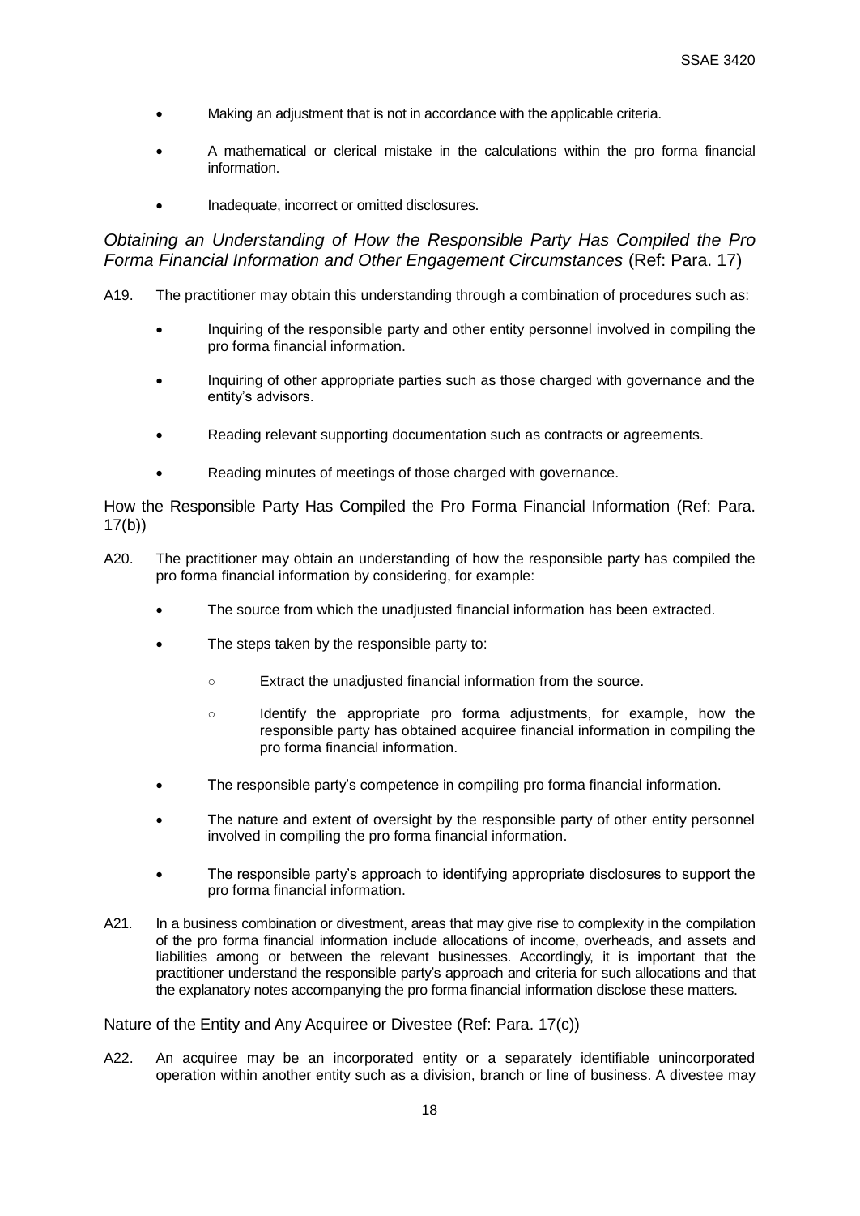- Making an adjustment that is not in accordance with the applicable criteria.
- A mathematical or clerical mistake in the calculations within the pro forma financial information.
- Inadequate, incorrect or omitted disclosures.

### *Obtaining an Understanding of How the Responsible Party Has Compiled the Pro Forma Financial Information and Other Engagement Circumstances* (Ref: Para. 17)

A19. The practitioner may obtain this understanding through a combination of procedures such as:

- Inquiring of the responsible party and other entity personnel involved in compiling the pro forma financial information.
- Inquiring of other appropriate parties such as those charged with governance and the entity's advisors.
- Reading relevant supporting documentation such as contracts or agreements.
- Reading minutes of meetings of those charged with governance.

#### How the Responsible Party Has Compiled the Pro Forma Financial Information (Ref: Para. 17(b))

A20. The practitioner may obtain an understanding of how the responsible party has compiled the pro forma financial information by considering, for example:

- The source from which the unadjusted financial information has been extracted.
- The steps taken by the responsible party to:
  - Extract the unadjusted financial information from the source.
  - Identify the appropriate pro forma adjustments, for example, how the responsible party has obtained acquiree financial information in compiling the pro forma financial information.
- The responsible party's competence in compiling pro forma financial information.
- The nature and extent of oversight by the responsible party of other entity personnel involved in compiling the pro forma financial information.
- The responsible party's approach to identifying appropriate disclosures to support the pro forma financial information.

A21. In a business combination or divestment, areas that may give rise to complexity in the compilation of the pro forma financial information include allocations of income, overheads, and assets and liabilities among or between the relevant businesses. Accordingly, it is important that the practitioner understand the responsible party's approach and criteria for such allocations and that the explanatory notes accompanying the pro forma financial information disclose these matters.

#### Nature of the Entity and Any Acquiree or Divestee (Ref: Para. 17(c))

A22. An acquiree may be an incorporated entity or a separately identifiable unincorporated operation within another entity such as a division, branch or line of business. A divestee may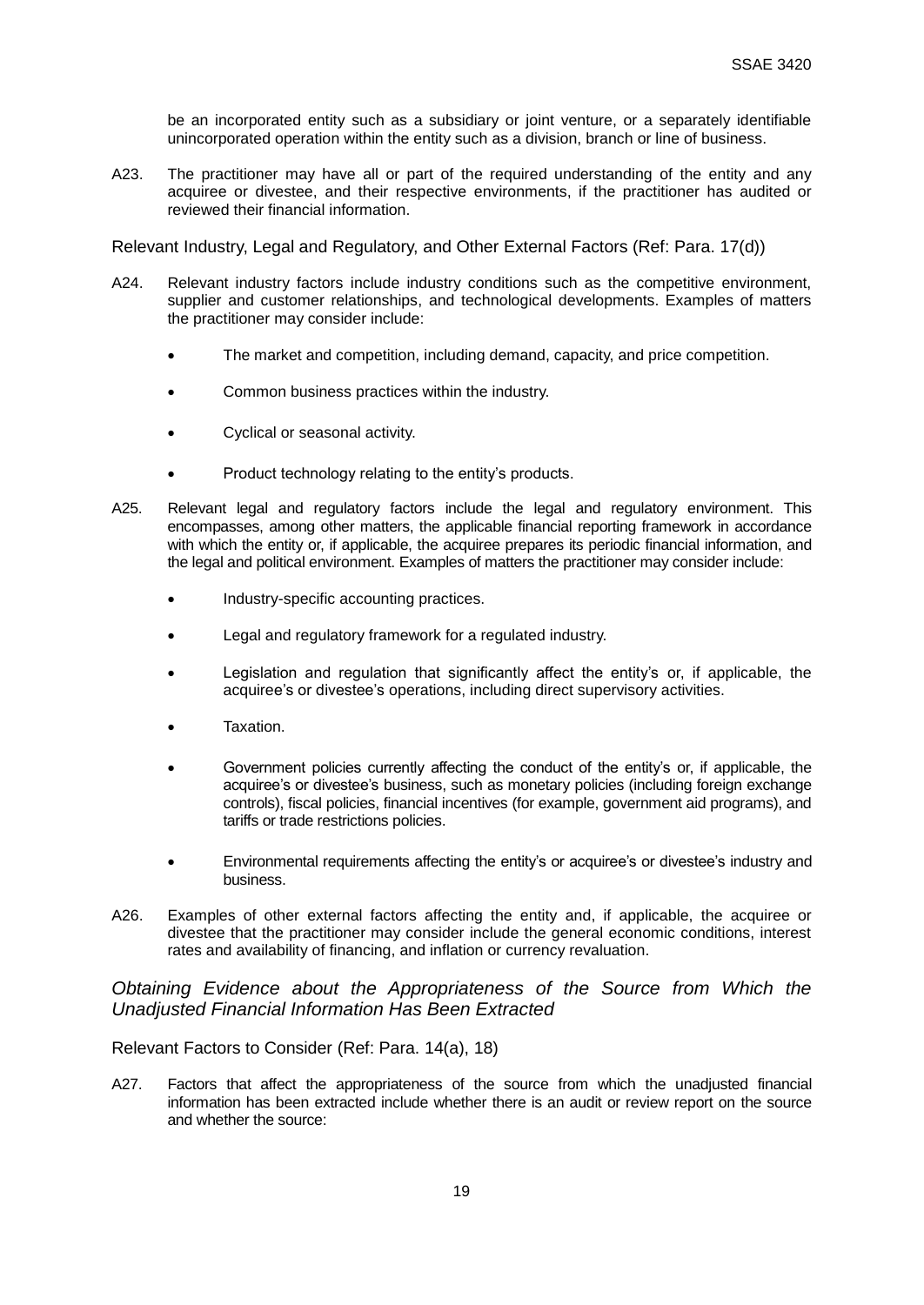be an incorporated entity such as a subsidiary or joint venture, or a separately identifiable unincorporated operation within the entity such as a division, branch or line of business.

A23. The practitioner may have all or part of the required understanding of the entity and any acquiree or divestee, and their respective environments, if the practitioner has audited or reviewed their financial information.

Relevant Industry, Legal and Regulatory, and Other External Factors (Ref: Para. 17(d))

A24. Relevant industry factors include industry conditions such as the competitive environment, supplier and customer relationships, and technological developments. Examples of matters the practitioner may consider include:

- The market and competition, including demand, capacity, and price competition.
- Common business practices within the industry.
- Cyclical or seasonal activity.
- Product technology relating to the entity's products.

A25. Relevant legal and regulatory factors include the legal and regulatory environment. This encompasses, among other matters, the applicable financial reporting framework in accordance with which the entity or, if applicable, the acquiree prepares its periodic financial information, and the legal and political environment. Examples of matters the practitioner may consider include:

- Industry-specific accounting practices.
- Legal and regulatory framework for a regulated industry.
- Legislation and regulation that significantly affect the entity's or, if applicable, the acquiree's or divestee's operations, including direct supervisory activities.
- Taxation.
- Government policies currently affecting the conduct of the entity's or, if applicable, the acquiree's or divestee's business, such as monetary policies (including foreign exchange controls), fiscal policies, financial incentives (for example, government aid programs), and tariffs or trade restrictions policies.
- Environmental requirements affecting the entity's or acquiree's or divestee's industry and business.

A26. Examples of other external factors affecting the entity and, if applicable, the acquiree or divestee that the practitioner may consider include the general economic conditions, interest rates and availability of financing, and inflation or currency revaluation.

### *Obtaining Evidence about the Appropriateness of the Source from Which the Unadjusted Financial Information Has Been Extracted*

Relevant Factors to Consider (Ref: Para. 14(a), 18)

A27. Factors that affect the appropriateness of the source from which the unadjusted financial information has been extracted include whether there is an audit or review report on the source and whether the source: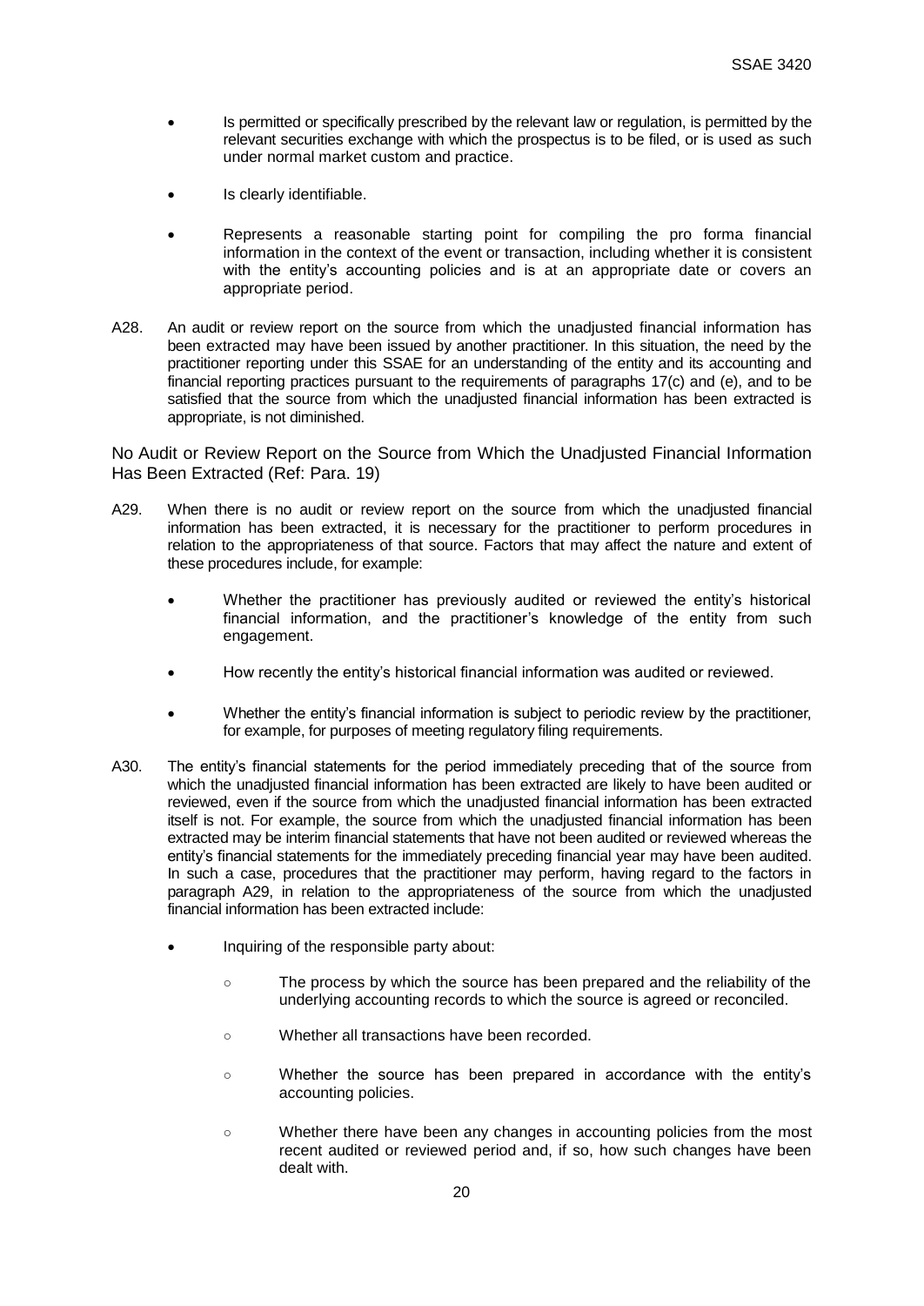- Is permitted or specifically prescribed by the relevant law or regulation, is permitted by the relevant securities exchange with which the prospectus is to be filed, or is used as such under normal market custom and practice.
- Is clearly identifiable.
- Represents a reasonable starting point for compiling the pro forma financial information in the context of the event or transaction, including whether it is consistent with the entity's accounting policies and is at an appropriate date or covers an appropriate period.

A28. An audit or review report on the source from which the unadjusted financial information has been extracted may have been issued by another practitioner. In this situation, the need by the practitioner reporting under this SSAE for an understanding of the entity and its accounting and financial reporting practices pursuant to the requirements of paragraphs 17(c) and (e), and to be satisfied that the source from which the unadjusted financial information has been extracted is appropriate, is not diminished.

### No Audit or Review Report on the Source from Which the Unadjusted Financial Information Has Been Extracted (Ref: Para. 19)

A29. When there is no audit or review report on the source from which the unadjusted financial information has been extracted, it is necessary for the practitioner to perform procedures in relation to the appropriateness of that source. Factors that may affect the nature and extent of these procedures include, for example:

- Whether the practitioner has previously audited or reviewed the entity's historical financial information, and the practitioner's knowledge of the entity from such engagement.
- How recently the entity's historical financial information was audited or reviewed.
- Whether the entity's financial information is subject to periodic review by the practitioner, for example, for purposes of meeting regulatory filing requirements.

A30. The entity's financial statements for the period immediately preceding that of the source from which the unadjusted financial information has been extracted are likely to have been audited or reviewed, even if the source from which the unadjusted financial information has been extracted itself is not. For example, the source from which the unadjusted financial information has been extracted may be interim financial statements that have not been audited or reviewed whereas the entity's financial statements for the immediately preceding financial year may have been audited. In such a case, procedures that the practitioner may perform, having regard to the factors in paragraph A29, in relation to the appropriateness of the source from which the unadjusted financial information has been extracted include:

- Inquiring of the responsible party about:
  - The process by which the source has been prepared and the reliability of the underlying accounting records to which the source is agreed or reconciled.
  - Whether all transactions have been recorded.
  - Whether the source has been prepared in accordance with the entity's accounting policies.
  - Whether there have been any changes in accounting policies from the most recent audited or reviewed period and, if so, how such changes have been dealt with.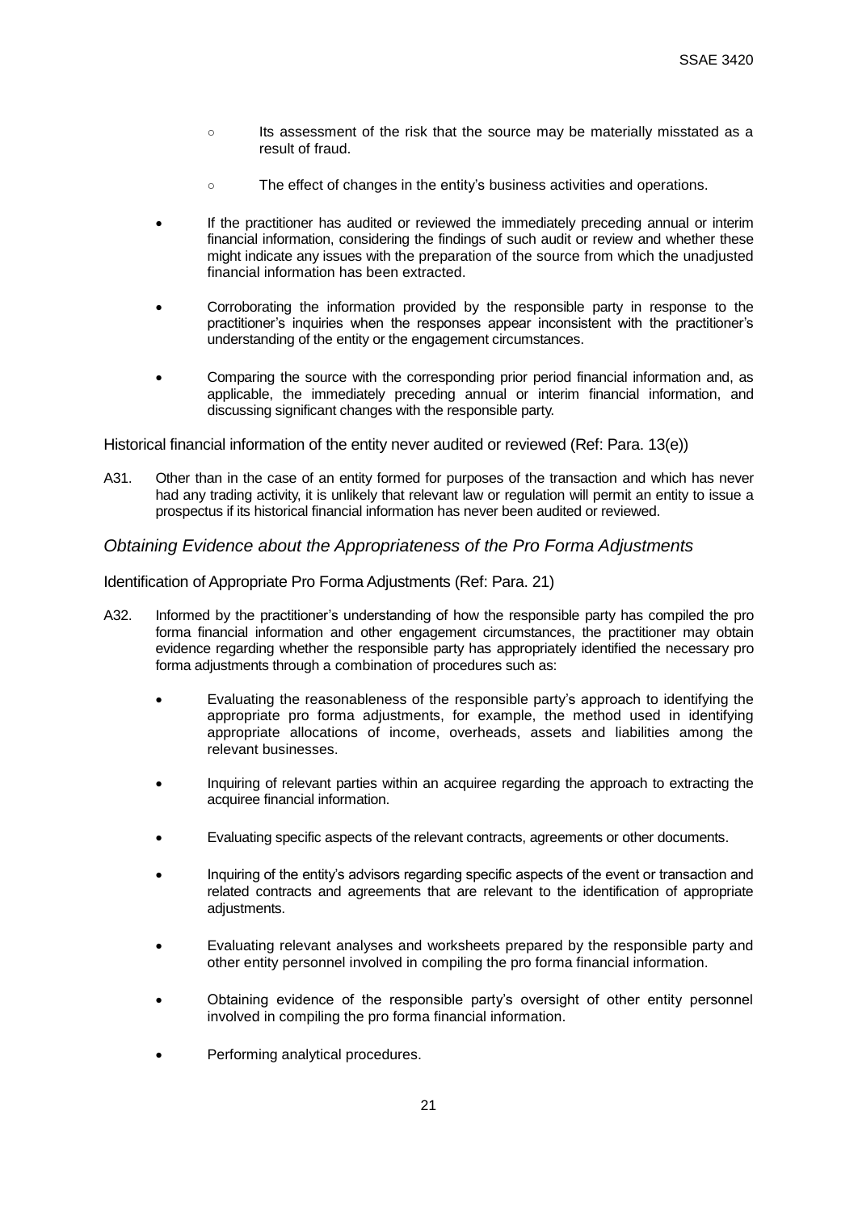- Its assessment of the risk that the source may be materially misstated as a result of fraud.
- The effect of changes in the entity's business activities and operations.

- If the practitioner has audited or reviewed the immediately preceding annual or interim financial information, considering the findings of such audit or review and whether these might indicate any issues with the preparation of the source from which the unadjusted financial information has been extracted.
- Corroborating the information provided by the responsible party in response to the practitioner's inquiries when the responses appear inconsistent with the practitioner's understanding of the entity or the engagement circumstances.
- Comparing the source with the corresponding prior period financial information and, as applicable, the immediately preceding annual or interim financial information, and discussing significant changes with the responsible party.

Historical financial information of the entity never audited or reviewed (Ref: Para. 13(e))

A31. Other than in the case of an entity formed for purposes of the transaction and which has never had any trading activity, it is unlikely that relevant law or regulation will permit an entity to issue a prospectus if its historical financial information has never been audited or reviewed.

### *Obtaining Evidence about the Appropriateness of the Pro Forma Adjustments*

Identification of Appropriate Pro Forma Adjustments (Ref: Para. 21)

A32. Informed by the practitioner's understanding of how the responsible party has compiled the pro forma financial information and other engagement circumstances, the practitioner may obtain evidence regarding whether the responsible party has appropriately identified the necessary pro forma adjustments through a combination of procedures such as:

- Evaluating the reasonableness of the responsible party's approach to identifying the appropriate pro forma adjustments, for example, the method used in identifying appropriate allocations of income, overheads, assets and liabilities among the relevant businesses.
- Inquiring of relevant parties within an acquiree regarding the approach to extracting the acquiree financial information.
- Evaluating specific aspects of the relevant contracts, agreements or other documents.
- Inquiring of the entity's advisors regarding specific aspects of the event or transaction and related contracts and agreements that are relevant to the identification of appropriate adjustments.
- Evaluating relevant analyses and worksheets prepared by the responsible party and other entity personnel involved in compiling the pro forma financial information.
- Obtaining evidence of the responsible party's oversight of other entity personnel involved in compiling the pro forma financial information.
- Performing analytical procedures.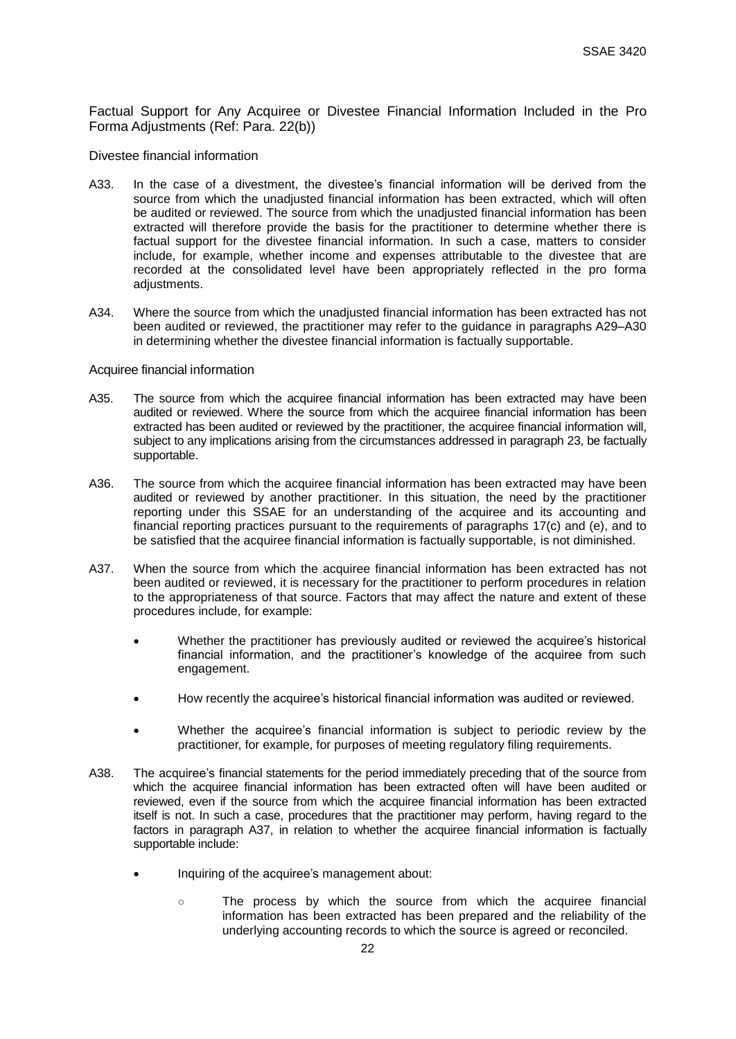### Factual Support for Any Acquiree or Divestee Financial Information Included in the Pro Forma Adjustments (Ref: Para. 22(b))

#### Divestee financial information

A33. In the case of a divestment, the divestee's financial information will be derived from the source from which the unadjusted financial information has been extracted, which will often be audited or reviewed. The source from which the unadjusted financial information has been extracted will therefore provide the basis for the practitioner to determine whether there is factual support for the divestee financial information. In such a case, matters to consider include, for example, whether income and expenses attributable to the divestee that are recorded at the consolidated level have been appropriately reflected in the pro forma adjustments.

A34. Where the source from which the unadjusted financial information has been extracted has not been audited or reviewed, the practitioner may refer to the guidance in paragraphs A29–A30 in determining whether the divestee financial information is factually supportable.

#### Acquiree financial information

A35. The source from which the acquiree financial information has been extracted may have been audited or reviewed. Where the source from which the acquiree financial information has been extracted has been audited or reviewed by the practitioner, the acquiree financial information will, subject to any implications arising from the circumstances addressed in paragraph 23, be factually supportable.

A36. The source from which the acquiree financial information has been extracted may have been audited or reviewed by another practitioner. In this situation, the need by the practitioner reporting under this SSAE for an understanding of the acquiree and its accounting and financial reporting practices pursuant to the requirements of paragraphs 17(c) and (e), and to be satisfied that the acquiree financial information is factually supportable, is not diminished.

A37. When the source from which the acquiree financial information has been extracted has not been audited or reviewed, it is necessary for the practitioner to perform procedures in relation to the appropriateness of that source. Factors that may affect the nature and extent of these procedures include, for example:

- Whether the practitioner has previously audited or reviewed the acquiree's historical financial information, and the practitioner's knowledge of the acquiree from such engagement.
- How recently the acquiree's historical financial information was audited or reviewed.
- Whether the acquiree's financial information is subject to periodic review by the practitioner, for example, for purposes of meeting regulatory filing requirements.

A38. The acquiree's financial statements for the period immediately preceding that of the source from which the acquiree financial information has been extracted often will have been audited or reviewed, even if the source from which the acquiree financial information has been extracted itself is not. In such a case, procedures that the practitioner may perform, having regard to the factors in paragraph A37, in relation to whether the acquiree financial information is factually supportable include:

- Inquiring of the acquiree's management about:
  - The process by which the source from which the acquiree financial information has been extracted has been prepared and the reliability of the underlying accounting records to which the source is agreed or reconciled.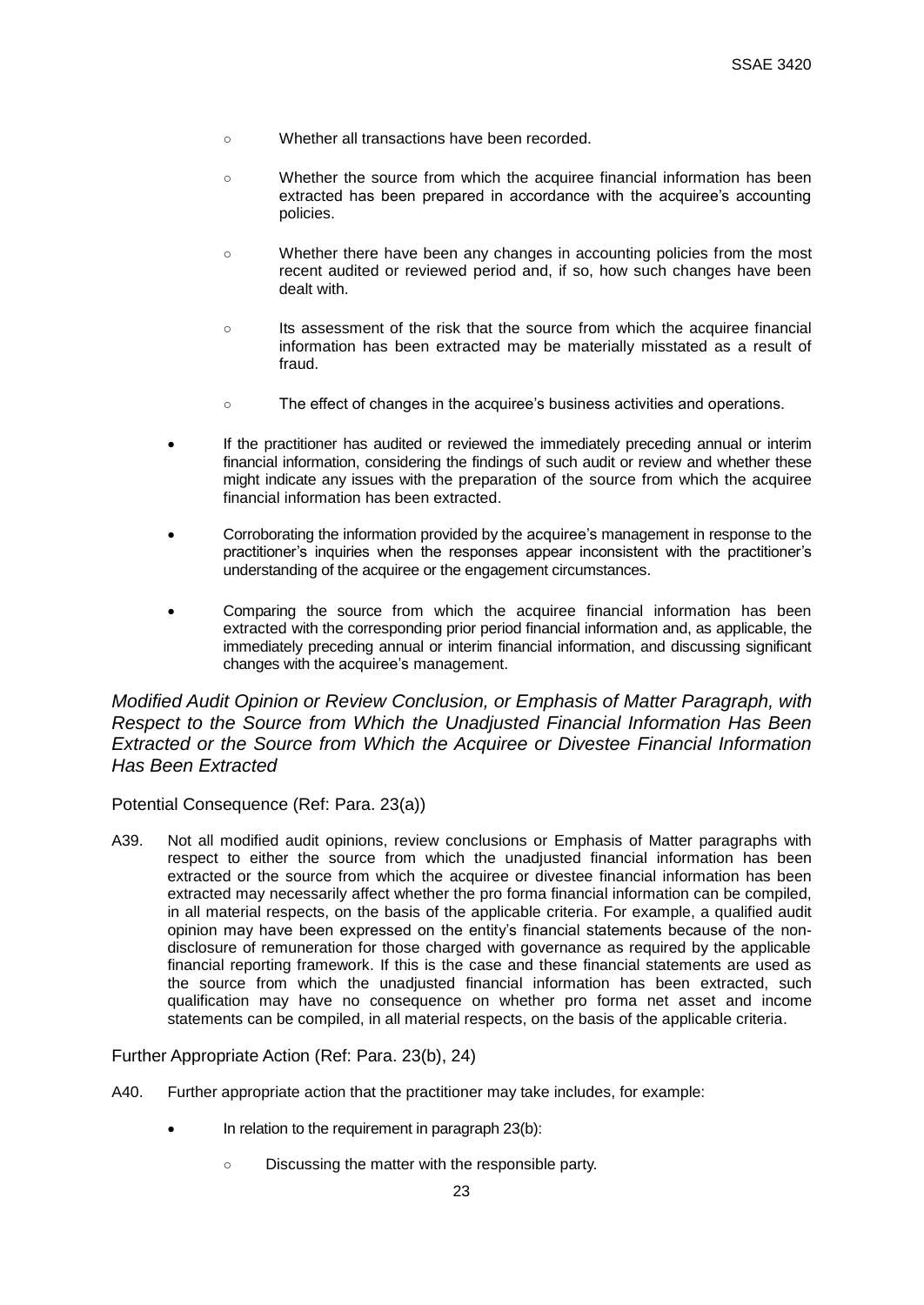- Whether all transactions have been recorded.
- Whether the source from which the acquiree financial information has been extracted has been prepared in accordance with the acquiree's accounting policies.
- Whether there have been any changes in accounting policies from the most recent audited or reviewed period and, if so, how such changes have been dealt with.
- Its assessment of the risk that the source from which the acquiree financial information has been extracted may be materially misstated as a result of fraud.
- The effect of changes in the acquiree's business activities and operations.

- If the practitioner has audited or reviewed the immediately preceding annual or interim financial information, considering the findings of such audit or review and whether these might indicate any issues with the preparation of the source from which the acquiree financial information has been extracted.
- Corroborating the information provided by the acquiree's management in response to the practitioner's inquiries when the responses appear inconsistent with the practitioner's understanding of the acquiree or the engagement circumstances.
- Comparing the source from which the acquiree financial information has been extracted with the corresponding prior period financial information and, as applicable, the immediately preceding annual or interim financial information, and discussing significant changes with the acquiree's management.

### *Modified Audit Opinion or Review Conclusion, or Emphasis of Matter Paragraph, with Respect to the Source from Which the Unadjusted Financial Information Has Been Extracted or the Source from Which the Acquiree or Divestee Financial Information Has Been Extracted*

#### Potential Consequence (Ref: Para. 23(a))

A39. Not all modified audit opinions, review conclusions or Emphasis of Matter paragraphs with respect to either the source from which the unadjusted financial information has been extracted or the source from which the acquiree or divestee financial information has been extracted may necessarily affect whether the pro forma financial information can be compiled, in all material respects, on the basis of the applicable criteria. For example, a qualified audit opinion may have been expressed on the entity's financial statements because of the non-disclosure of remuneration for those charged with governance as required by the applicable financial reporting framework. If this is the case and these financial statements are used as the source from which the unadjusted financial information has been extracted, such qualification may have no consequence on whether pro forma net asset and income statements can be compiled, in all material respects, on the basis of the applicable criteria.

#### Further Appropriate Action (Ref: Para. 23(b), 24)

A40. Further appropriate action that the practitioner may take includes, for example:

- In relation to the requirement in paragraph 23(b):
  - Discussing the matter with the responsible party.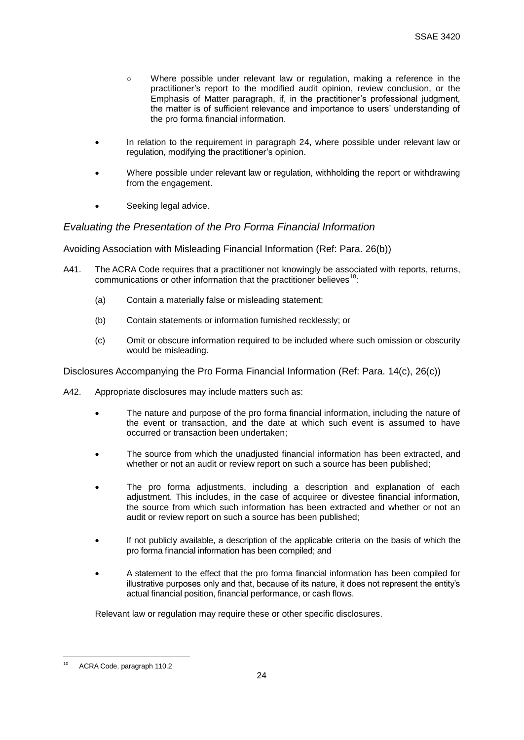- ○ Where possible under relevant law or regulation, making a reference in the practitioner's report to the modified audit opinion, review conclusion, or the Emphasis of Matter paragraph, if, in the practitioner's professional judgment, the matter is of sufficient relevance and importance to users' understanding of the pro forma financial information.

- In relation to the requirement in paragraph 24, where possible under relevant law or regulation, modifying the practitioner's opinion.
- Where possible under relevant law or regulation, withholding the report or withdrawing from the engagement.
- Seeking legal advice.

### *Evaluating the Presentation of the Pro Forma Financial Information*

#### Avoiding Association with Misleading Financial Information (Ref: Para. 26(b))

A41. The ACRA Code requires that a practitioner not knowingly be associated with reports, returns, communications or other information that the practitioner believes[10]:

(a) Contain a materially false or misleading statement;

(b) Contain statements or information furnished recklessly; or

(c) Omit or obscure information required to be included where such omission or obscurity would be misleading.

#### Disclosures Accompanying the Pro Forma Financial Information (Ref: Para. 14(c), 26(c))

A42. Appropriate disclosures may include matters such as:

- The nature and purpose of the pro forma financial information, including the nature of the event or transaction, and the date at which such event is assumed to have occurred or transaction been undertaken;
- The source from which the unadjusted financial information has been extracted, and whether or not an audit or review report on such a source has been published;
- The pro forma adjustments, including a description and explanation of each adjustment. This includes, in the case of acquiree or divestee financial information, the source from which such information has been extracted and whether or not an audit or review report on such a source has been published;
- If not publicly available, a description of the applicable criteria on the basis of which the pro forma financial information has been compiled; and
- A statement to the effect that the pro forma financial information has been compiled for illustrative purposes only and that, because of its nature, it does not represent the entity's actual financial position, financial performance, or cash flows.

Relevant law or regulation may require these or other specific disclosures.

---

[10] ACRA Code, paragraph 110.2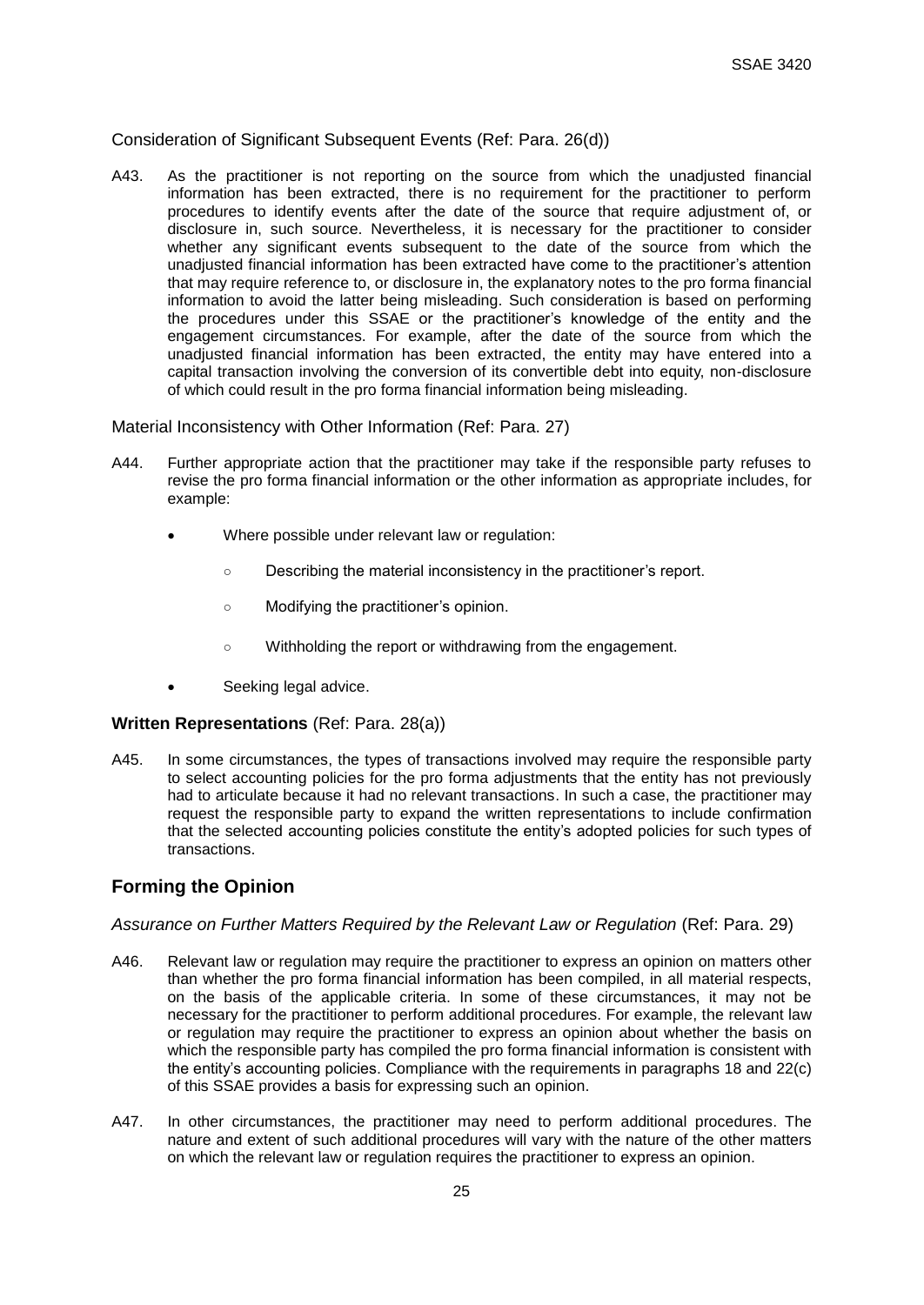Consideration of Significant Subsequent Events (Ref: Para. 26(d))

A43. As the practitioner is not reporting on the source from which the unadjusted financial information has been extracted, there is no requirement for the practitioner to perform procedures to identify events after the date of the source that require adjustment of, or disclosure in, such source. Nevertheless, it is necessary for the practitioner to consider whether any significant events subsequent to the date of the source from which the unadjusted financial information has been extracted have come to the practitioner's attention that may require reference to, or disclosure in, the explanatory notes to the pro forma financial information to avoid the latter being misleading. Such consideration is based on performing the procedures under this SSAE or the practitioner's knowledge of the entity and the engagement circumstances. For example, after the date of the source from which the unadjusted financial information has been extracted, the entity may have entered into a capital transaction involving the conversion of its convertible debt into equity, non-disclosure of which could result in the pro forma financial information being misleading.

Material Inconsistency with Other Information (Ref: Para. 27)

A44. Further appropriate action that the practitioner may take if the responsible party refuses to revise the pro forma financial information or the other information as appropriate includes, for example:

- Where possible under relevant law or regulation:
  - Describing the material inconsistency in the practitioner's report.
  - Modifying the practitioner's opinion.
  - Withholding the report or withdrawing from the engagement.
- Seeking legal advice.

**Written Representations** (Ref: Para. 28(a))

A45. In some circumstances, the types of transactions involved may require the responsible party to select accounting policies for the pro forma adjustments that the entity has not previously had to articulate because it had no relevant transactions. In such a case, the practitioner may request the responsible party to expand the written representations to include confirmation that the selected accounting policies constitute the entity's adopted policies for such types of transactions.

## Forming the Opinion

*Assurance on Further Matters Required by the Relevant Law or Regulation* (Ref: Para. 29)

A46. Relevant law or regulation may require the practitioner to express an opinion on matters other than whether the pro forma financial information has been compiled, in all material respects, on the basis of the applicable criteria. In some of these circumstances, it may not be necessary for the practitioner to perform additional procedures. For example, the relevant law or regulation may require the practitioner to express an opinion about whether the basis on which the responsible party has compiled the pro forma financial information is consistent with the entity's accounting policies. Compliance with the requirements in paragraphs 18 and 22(c) of this SSAE provides a basis for expressing such an opinion.

A47. In other circumstances, the practitioner may need to perform additional procedures. The nature and extent of such additional procedures will vary with the nature of the other matters on which the relevant law or regulation requires the practitioner to express an opinion.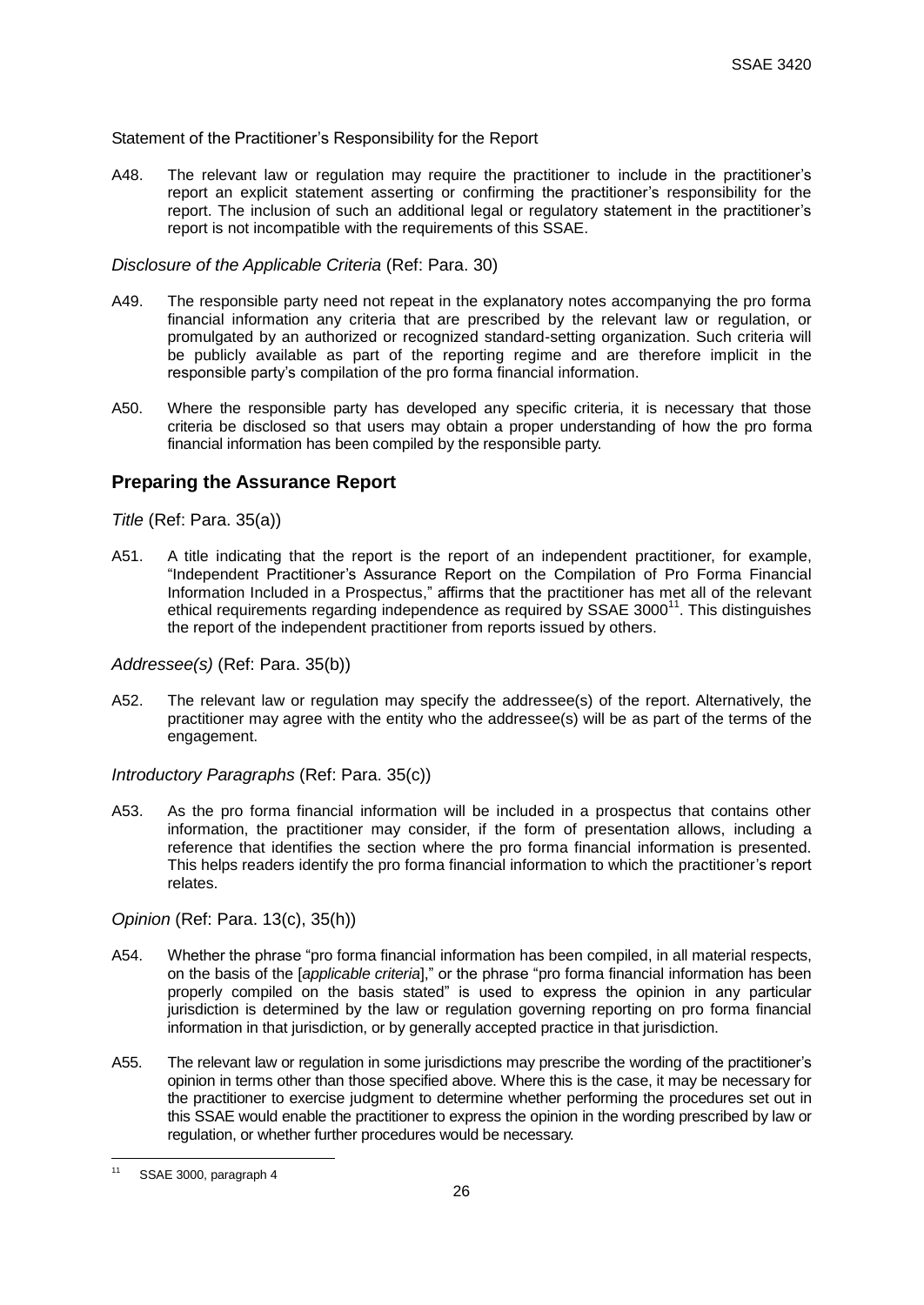Statement of the Practitioner's Responsibility for the Report

A48. The relevant law or regulation may require the practitioner to include in the practitioner's report an explicit statement asserting or confirming the practitioner's responsibility for the report. The inclusion of such an additional legal or regulatory statement in the practitioner's report is not incompatible with the requirements of this SSAE.

*Disclosure of the Applicable Criteria* (Ref: Para. 30)

A49. The responsible party need not repeat in the explanatory notes accompanying the pro forma financial information any criteria that are prescribed by the relevant law or regulation, or promulgated by an authorized or recognized standard-setting organization. Such criteria will be publicly available as part of the reporting regime and are therefore implicit in the responsible party's compilation of the pro forma financial information.

A50. Where the responsible party has developed any specific criteria, it is necessary that those criteria be disclosed so that users may obtain a proper understanding of how the pro forma financial information has been compiled by the responsible party.

## Preparing the Assurance Report

*Title* (Ref: Para. 35(a))

A51. A title indicating that the report is the report of an independent practitioner, for example, "Independent Practitioner's Assurance Report on the Compilation of Pro Forma Financial Information Included in a Prospectus," affirms that the practitioner has met all of the relevant ethical requirements regarding independence as required by SSAE 3000[11]. This distinguishes the report of the independent practitioner from reports issued by others.

*Addressee(s)* (Ref: Para. 35(b))

A52. The relevant law or regulation may specify the addressee(s) of the report. Alternatively, the practitioner may agree with the entity who the addressee(s) will be as part of the terms of the engagement.

*Introductory Paragraphs* (Ref: Para. 35(c))

A53. As the pro forma financial information will be included in a prospectus that contains other information, the practitioner may consider, if the form of presentation allows, including a reference that identifies the section where the pro forma financial information is presented. This helps readers identify the pro forma financial information to which the practitioner's report relates.

*Opinion* (Ref: Para. 13(c), 35(h))

A54. Whether the phrase "pro forma financial information has been compiled, in all material respects, on the basis of the [*applicable criteria*]," or the phrase "pro forma financial information has been properly compiled on the basis stated" is used to express the opinion in any particular jurisdiction is determined by the law or regulation governing reporting on pro forma financial information in that jurisdiction, or by generally accepted practice in that jurisdiction.

A55. The relevant law or regulation in some jurisdictions may prescribe the wording of the practitioner's opinion in terms other than those specified above. Where this is the case, it may be necessary for the practitioner to exercise judgment to determine whether performing the procedures set out in this SSAE would enable the practitioner to express the opinion in the wording prescribed by law or regulation, or whether further procedures would be necessary.

---

[11] SSAE 3000, paragraph 4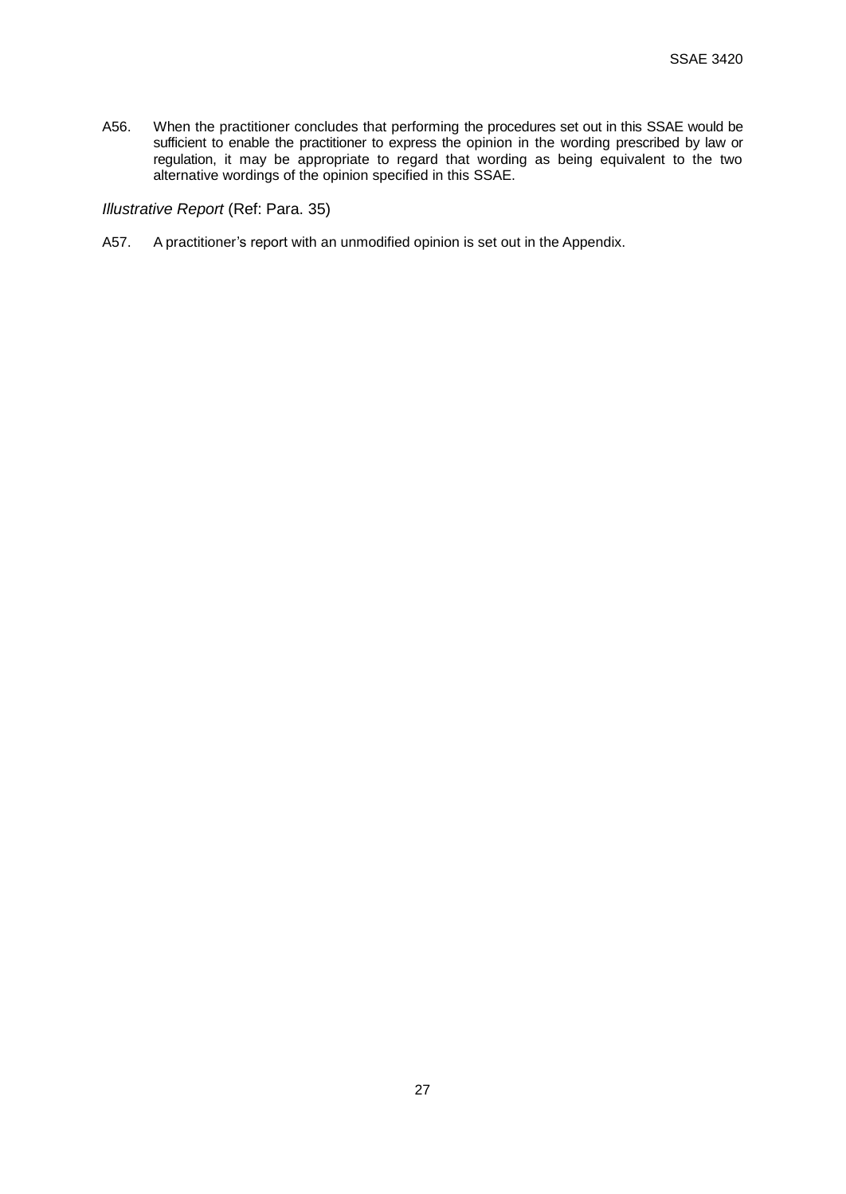A56. When the practitioner concludes that performing the procedures set out in this SSAE would be sufficient to enable the practitioner to express the opinion in the wording prescribed by law or regulation, it may be appropriate to regard that wording as being equivalent to the two alternative wordings of the opinion specified in this SSAE.

*Illustrative Report* (Ref: Para. 35)

A57. A practitioner's report with an unmodified opinion is set out in the Appendix.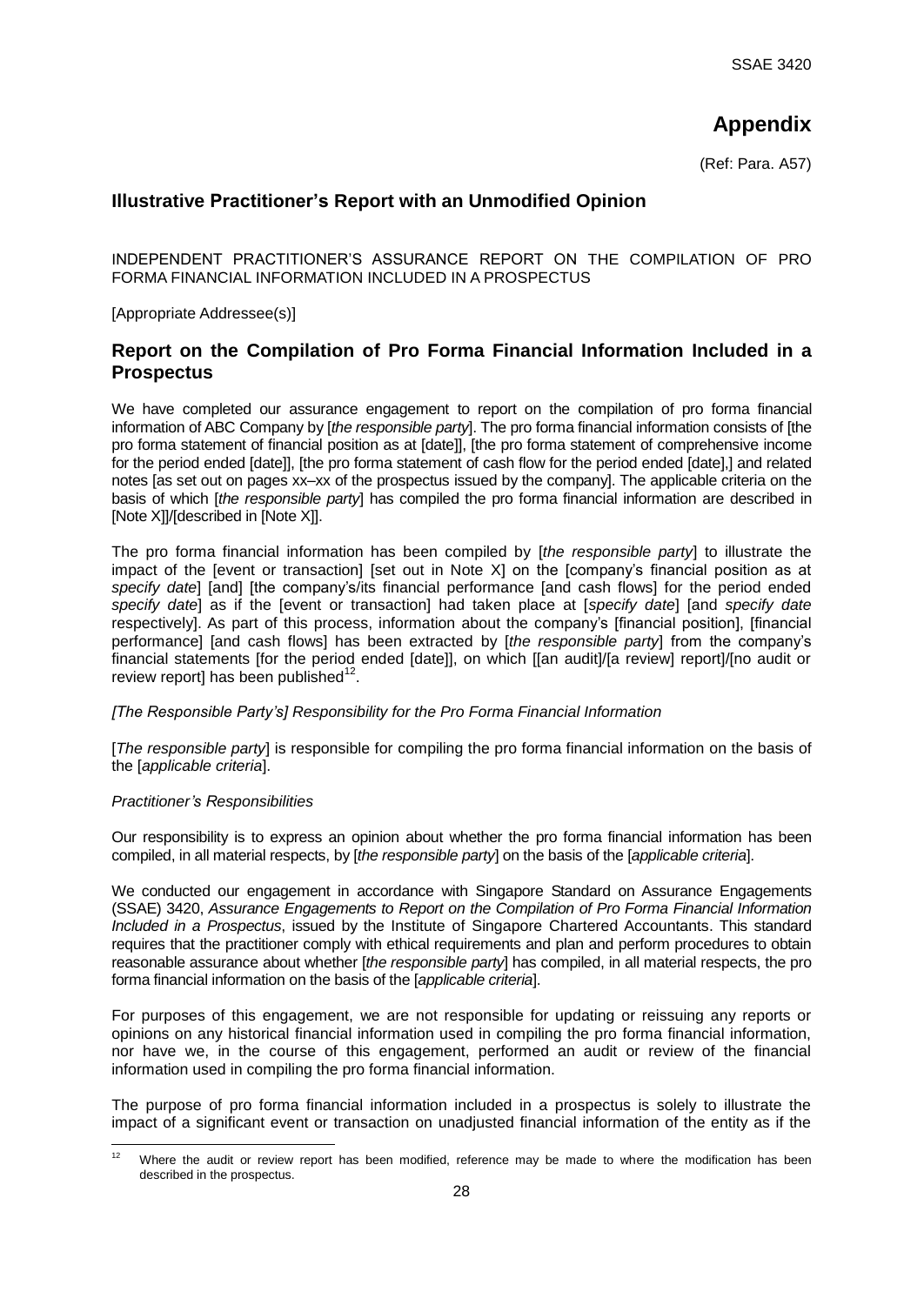# Appendix

(Ref: Para. A57)

## Illustrative Practitioner's Report with an Unmodified Opinion

INDEPENDENT PRACTITIONER'S ASSURANCE REPORT ON THE COMPILATION OF PRO FORMA FINANCIAL INFORMATION INCLUDED IN A PROSPECTUS

[Appropriate Addressee(s)]

## Report on the Compilation of Pro Forma Financial Information Included in a Prospectus

We have completed our assurance engagement to report on the compilation of pro forma financial information of ABC Company by [*the responsible party*]. The pro forma financial information consists of [the pro forma statement of financial position as at [date]], [the pro forma statement of comprehensive income for the period ended [date]], [the pro forma statement of cash flow for the period ended [date],] and related notes [as set out on pages xx–xx of the prospectus issued by the company]. The applicable criteria on the basis of which [*the responsible party*] has compiled the pro forma financial information are described in [Note X]]/[described in [Note X]].

The pro forma financial information has been compiled by [*the responsible party*] to illustrate the impact of the [event or transaction] [set out in Note X] on the [company's financial position as at *specify date*] [and] [the company's/its financial performance [and cash flows] for the period ended *specify date*] as if the [event or transaction] had taken place at [*specify date*] [and *specify date* respectively]. As part of this process, information about the company's [financial position], [financial performance] [and cash flows] has been extracted by [*the responsible party*] from the company's financial statements [for the period ended [date]], on which [[an audit]/[a review] report]/[no audit or review report] has been published[12].

*[The Responsible Party's] Responsibility for the Pro Forma Financial Information*

[*The responsible party*] is responsible for compiling the pro forma financial information on the basis of the [*applicable criteria*].

*Practitioner's Responsibilities*

Our responsibility is to express an opinion about whether the pro forma financial information has been compiled, in all material respects, by [*the responsible party*] on the basis of the [*applicable criteria*].

We conducted our engagement in accordance with Singapore Standard on Assurance Engagements (SSAE) 3420, *Assurance Engagements to Report on the Compilation of Pro Forma Financial Information Included in a Prospectus*, issued by the Institute of Singapore Chartered Accountants. This standard requires that the practitioner comply with ethical requirements and plan and perform procedures to obtain reasonable assurance about whether [*the responsible party*] has compiled, in all material respects, the pro forma financial information on the basis of the [*applicable criteria*].

For purposes of this engagement, we are not responsible for updating or reissuing any reports or opinions on any historical financial information used in compiling the pro forma financial information, nor have we, in the course of this engagement, performed an audit or review of the financial information used in compiling the pro forma financial information.

The purpose of pro forma financial information included in a prospectus is solely to illustrate the impact of a significant event or transaction on unadjusted financial information of the entity as if the

---

[12] Where the audit or review report has been modified, reference may be made to where the modification has been described in the prospectus.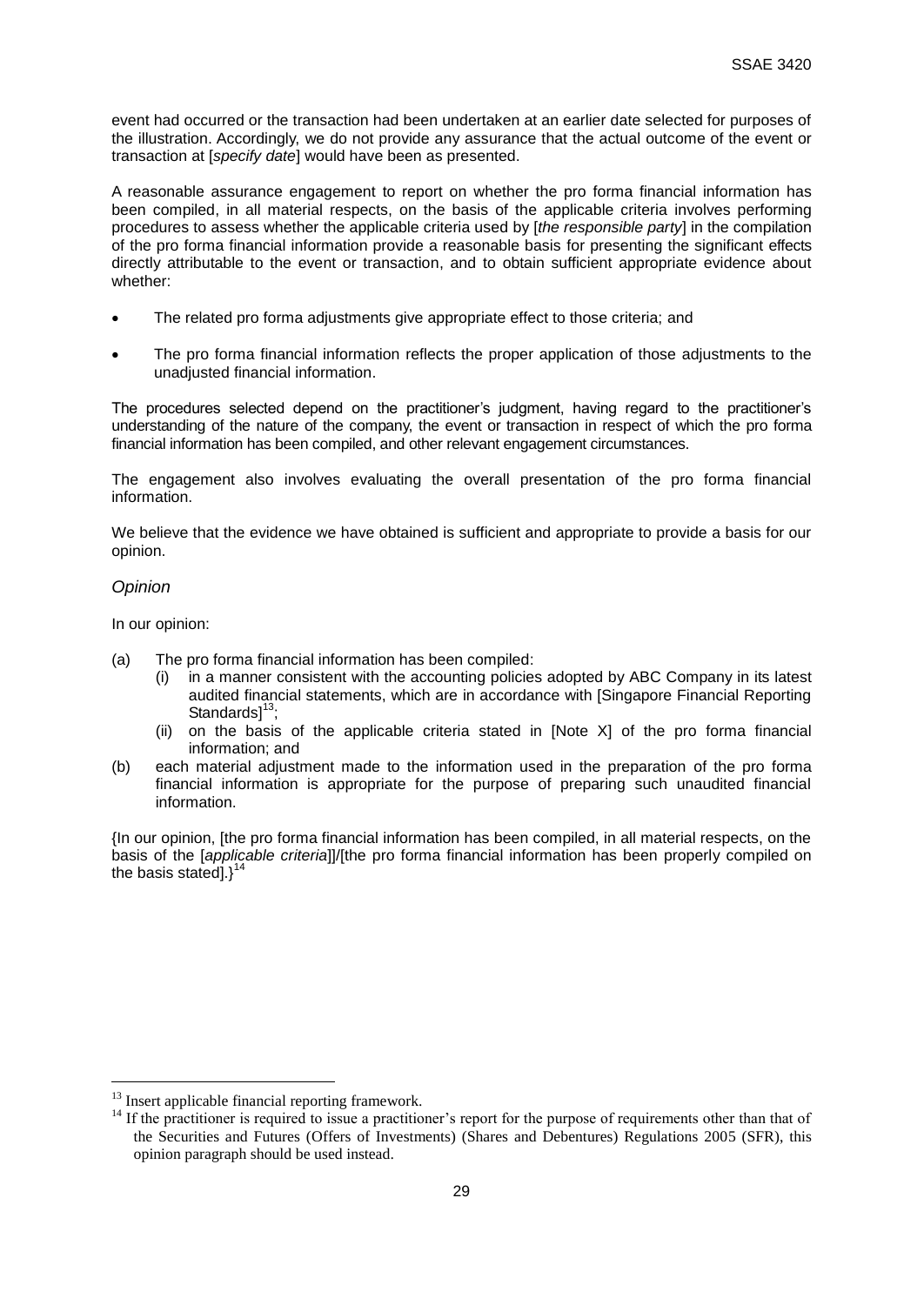event had occurred or the transaction had been undertaken at an earlier date selected for purposes of the illustration. Accordingly, we do not provide any assurance that the actual outcome of the event or transaction at [*specify date*] would have been as presented.

A reasonable assurance engagement to report on whether the pro forma financial information has been compiled, in all material respects, on the basis of the applicable criteria involves performing procedures to assess whether the applicable criteria used by [*the responsible party*] in the compilation of the pro forma financial information provide a reasonable basis for presenting the significant effects directly attributable to the event or transaction, and to obtain sufficient appropriate evidence about whether:

- The related pro forma adjustments give appropriate effect to those criteria; and
- The pro forma financial information reflects the proper application of those adjustments to the unadjusted financial information.

The procedures selected depend on the practitioner's judgment, having regard to the practitioner's understanding of the nature of the company, the event or transaction in respect of which the pro forma financial information has been compiled, and other relevant engagement circumstances.

The engagement also involves evaluating the overall presentation of the pro forma financial information.

We believe that the evidence we have obtained is sufficient and appropriate to provide a basis for our opinion.

*Opinion*

In our opinion:

(a) The pro forma financial information has been compiled:
   (i) in a manner consistent with the accounting policies adopted by ABC Company in its latest audited financial statements, which are in accordance with [Singapore Financial Reporting Standards][13];
   (ii) on the basis of the applicable criteria stated in [Note X] of the pro forma financial information; and
(b) each material adjustment made to the information used in the preparation of the pro forma financial information is appropriate for the purpose of preparing such unaudited financial information.

{In our opinion, [the pro forma financial information has been compiled, in all material respects, on the basis of the [*applicable criteria*]]/[the pro forma financial information has been properly compiled on the basis stated].}[14]

---

[13] Insert applicable financial reporting framework.

[14] If the practitioner is required to issue a practitioner's report for the purpose of requirements other than that of the Securities and Futures (Offers of Investments) (Shares and Debentures) Regulations 2005 (SFR), this opinion paragraph should be used instead.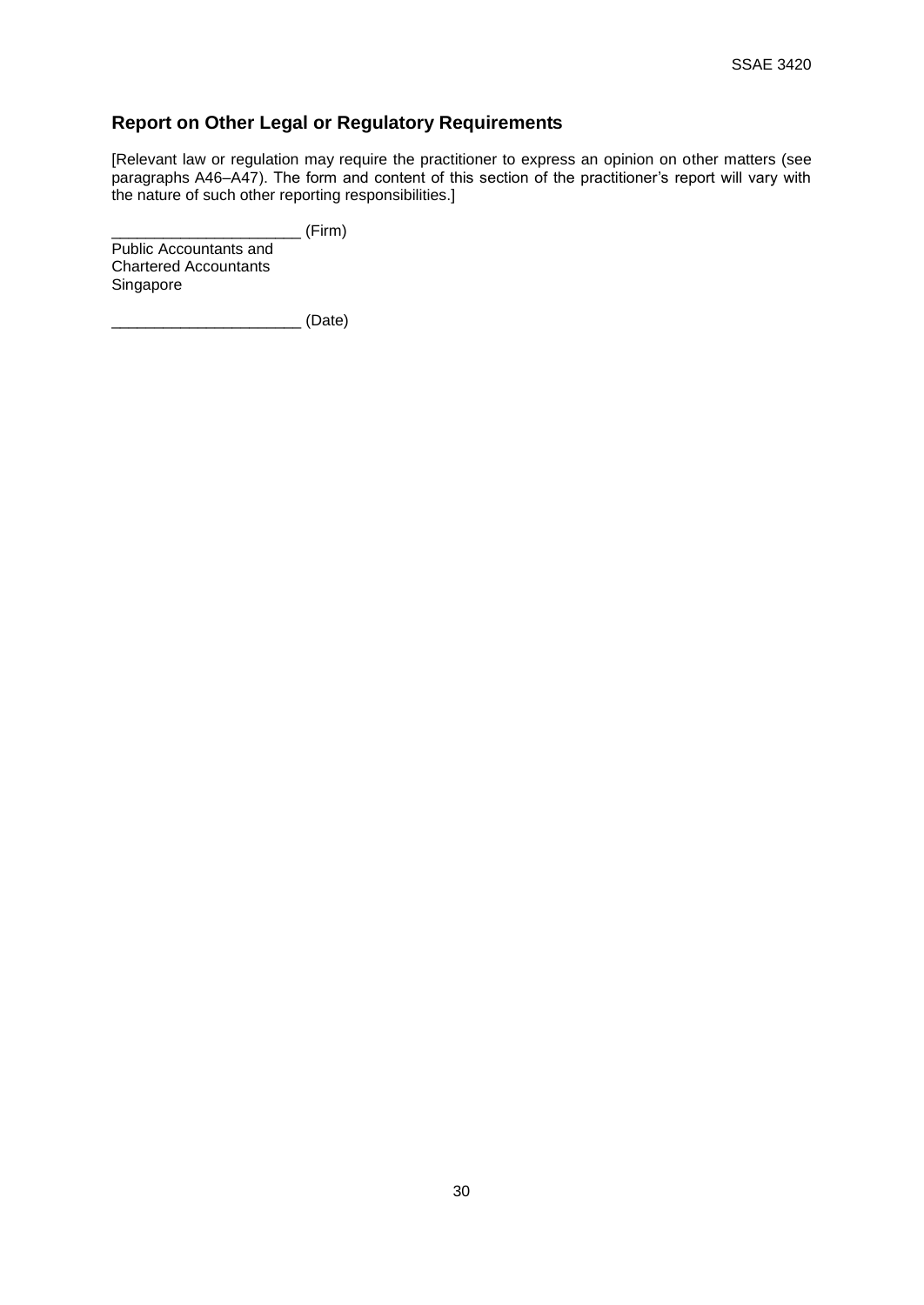## Report on Other Legal or Regulatory Requirements

[Relevant law or regulation may require the practitioner to express an opinion on other matters (see paragraphs A46–A47). The form and content of this section of the practitioner's report will vary with the nature of such other reporting responsibilities.]

______________________ (Firm)
Public Accountants and
Chartered Accountants
Singapore

______________________ (Date)